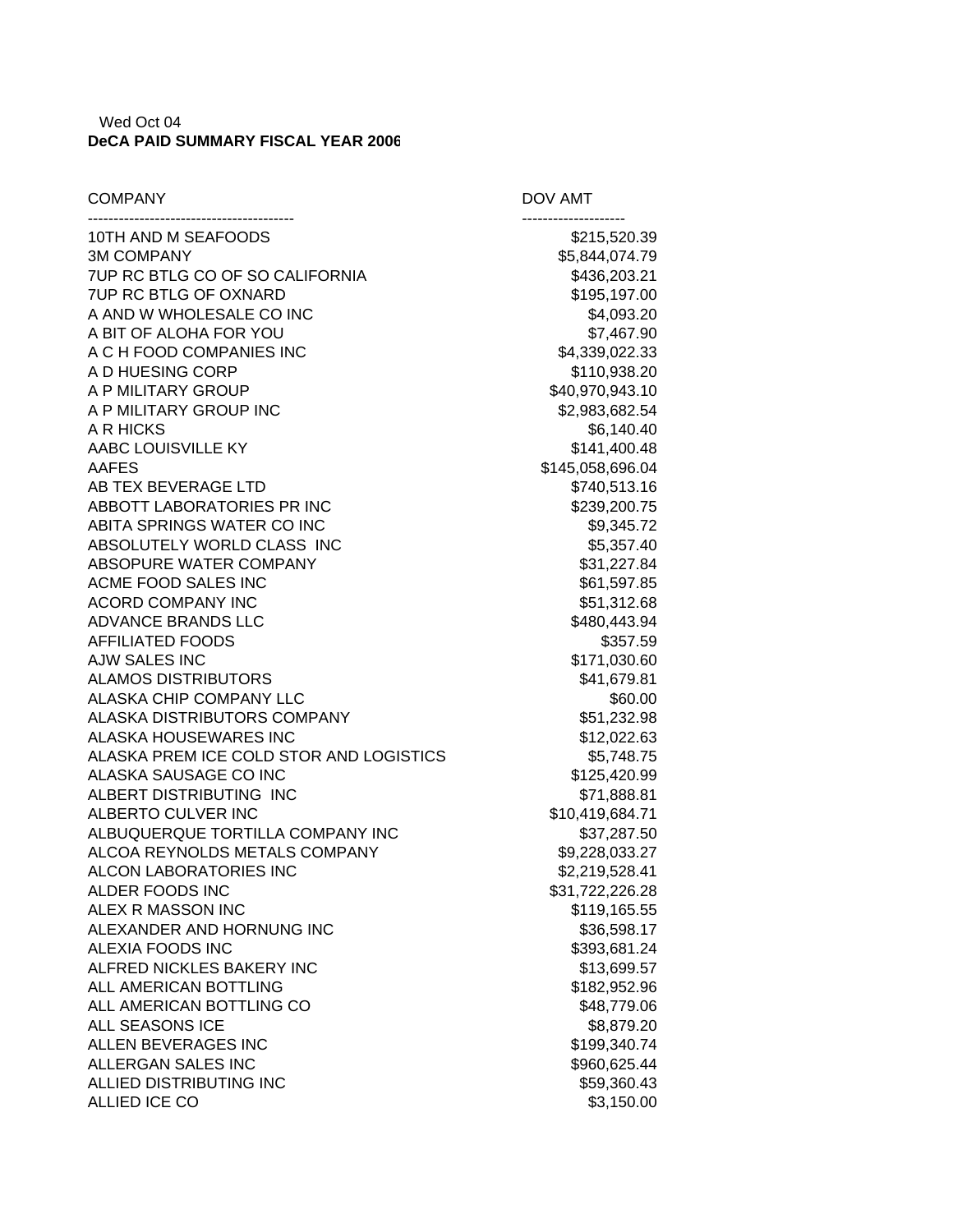Wed Oct 04

**DeCA PAID SUMMARY FISCAL YEAR 2006**

| COMPANY | DOV AMT |
| --- | --- |
| 10TH AND M SEAFOODS | $215,520.39 |
| 3M COMPANY | $5,844,074.79 |
| 7UP RC BTLG CO OF SO CALIFORNIA | $436,203.21 |
| 7UP RC BTLG OF OXNARD | $195,197.00 |
| A AND W WHOLESALE CO INC | $4,093.20 |
| A BIT OF ALOHA FOR YOU | $7,467.90 |
| A C H FOOD COMPANIES INC | $4,339,022.33 |
| A D HUESING CORP | $110,938.20 |
| A P MILITARY GROUP | $40,970,943.10 |
| A P MILITARY GROUP INC | $2,983,682.54 |
| A R HICKS | $6,140.40 |
| AABC LOUISVILLE KY | $141,400.48 |
| AAFES | $145,058,696.04 |
| AB TEX BEVERAGE LTD | $740,513.16 |
| ABBOTT LABORATORIES PR INC | $239,200.75 |
| ABITA SPRINGS WATER CO INC | $9,345.72 |
| ABSOLUTELY WORLD CLASS INC | $5,357.40 |
| ABSOPURE WATER COMPANY | $31,227.84 |
| ACME FOOD SALES INC | $61,597.85 |
| ACORD COMPANY INC | $51,312.68 |
| ADVANCE BRANDS LLC | $480,443.94 |
| AFFILIATED FOODS | $357.59 |
| AJW SALES INC | $171,030.60 |
| ALAMOS DISTRIBUTORS | $41,679.81 |
| ALASKA CHIP COMPANY LLC | $60.00 |
| ALASKA DISTRIBUTORS COMPANY | $51,232.98 |
| ALASKA HOUSEWARES INC | $12,022.63 |
| ALASKA PREM ICE COLD STOR AND LOGISTICS | $5,748.75 |
| ALASKA SAUSAGE CO INC | $125,420.99 |
| ALBERT DISTRIBUTING INC | $71,888.81 |
| ALBERTO CULVER INC | $10,419,684.71 |
| ALBUQUERQUE TORTILLA COMPANY INC | $37,287.50 |
| ALCOA REYNOLDS METALS COMPANY | $9,228,033.27 |
| ALCON LABORATORIES INC | $2,219,528.41 |
| ALDER FOODS INC | $31,722,226.28 |
| ALEX R MASSON INC | $119,165.55 |
| ALEXANDER AND HORNUNG INC | $36,598.17 |
| ALEXIA FOODS INC | $393,681.24 |
| ALFRED NICKLES BAKERY INC | $13,699.57 |
| ALL AMERICAN BOTTLING | $182,952.96 |
| ALL AMERICAN BOTTLING CO | $48,779.06 |
| ALL SEASONS ICE | $8,879.20 |
| ALLEN BEVERAGES INC | $199,340.74 |
| ALLERGAN SALES INC | $960,625.44 |
| ALLIED DISTRIBUTING INC | $59,360.43 |
| ALLIED ICE CO | $3,150.00 |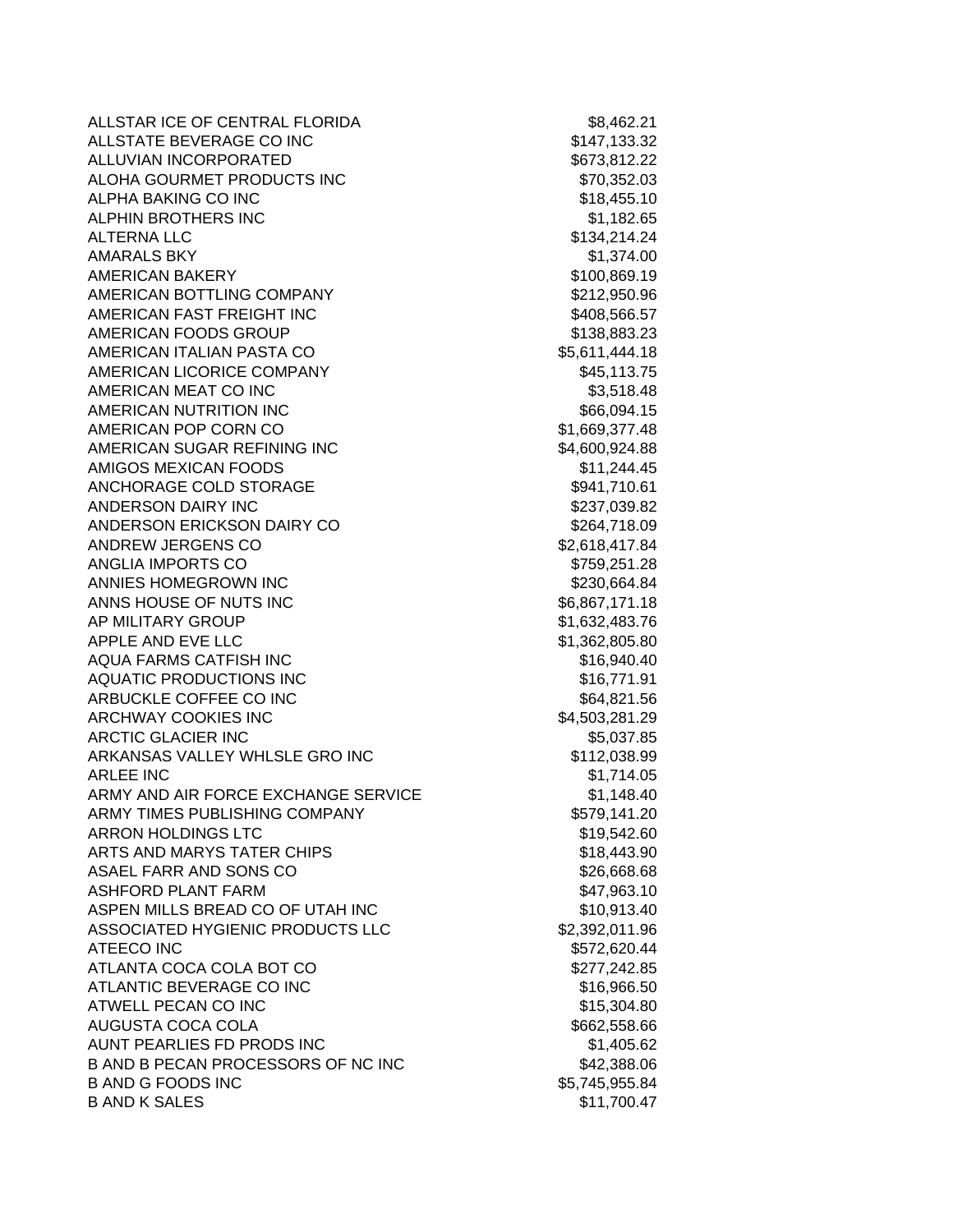| | |
|---|---|
| ALLSTAR ICE OF CENTRAL FLORIDA | $8,462.21 |
| ALLSTATE BEVERAGE CO INC | $147,133.32 |
| ALLUVIAN INCORPORATED | $673,812.22 |
| ALOHA GOURMET PRODUCTS INC | $70,352.03 |
| ALPHA BAKING CO INC | $18,455.10 |
| ALPHIN BROTHERS INC | $1,182.65 |
| ALTERNA LLC | $134,214.24 |
| AMARALS BKY | $1,374.00 |
| AMERICAN BAKERY | $100,869.19 |
| AMERICAN BOTTLING COMPANY | $212,950.96 |
| AMERICAN FAST FREIGHT INC | $408,566.57 |
| AMERICAN FOODS GROUP | $138,883.23 |
| AMERICAN ITALIAN PASTA CO | $5,611,444.18 |
| AMERICAN LICORICE COMPANY | $45,113.75 |
| AMERICAN MEAT CO INC | $3,518.48 |
| AMERICAN NUTRITION INC | $66,094.15 |
| AMERICAN POP CORN CO | $1,669,377.48 |
| AMERICAN SUGAR REFINING INC | $4,600,924.88 |
| AMIGOS MEXICAN FOODS | $11,244.45 |
| ANCHORAGE COLD STORAGE | $941,710.61 |
| ANDERSON DAIRY INC | $237,039.82 |
| ANDERSON ERICKSON DAIRY CO | $264,718.09 |
| ANDREW JERGENS CO | $2,618,417.84 |
| ANGLIA IMPORTS CO | $759,251.28 |
| ANNIES HOMEGROWN INC | $230,664.84 |
| ANNS HOUSE OF NUTS INC | $6,867,171.18 |
| AP MILITARY GROUP | $1,632,483.76 |
| APPLE AND EVE LLC | $1,362,805.80 |
| AQUA FARMS CATFISH INC | $16,940.40 |
| AQUATIC PRODUCTIONS INC | $16,771.91 |
| ARBUCKLE COFFEE CO INC | $64,821.56 |
| ARCHWAY COOKIES INC | $4,503,281.29 |
| ARCTIC GLACIER INC | $5,037.85 |
| ARKANSAS VALLEY WHLSLE GRO INC | $112,038.99 |
| ARLEE INC | $1,714.05 |
| ARMY AND AIR FORCE EXCHANGE SERVICE | $1,148.40 |
| ARMY TIMES PUBLISHING COMPANY | $579,141.20 |
| ARRON HOLDINGS LTC | $19,542.60 |
| ARTS AND MARYS TATER CHIPS | $18,443.90 |
| ASAEL FARR AND SONS CO | $26,668.68 |
| ASHFORD PLANT FARM | $47,963.10 |
| ASPEN MILLS BREAD CO OF UTAH INC | $10,913.40 |
| ASSOCIATED HYGIENIC PRODUCTS LLC | $2,392,011.96 |
| ATEECO INC | $572,620.44 |
| ATLANTA COCA COLA BOT CO | $277,242.85 |
| ATLANTIC BEVERAGE CO INC | $16,966.50 |
| ATWELL PECAN CO INC | $15,304.80 |
| AUGUSTA COCA COLA | $662,558.66 |
| AUNT PEARLIES FD PRODS INC | $1,405.62 |
| B AND B PECAN PROCESSORS OF NC INC | $42,388.06 |
| B AND G FOODS INC | $5,745,955.84 |
| B AND K SALES | $11,700.47 |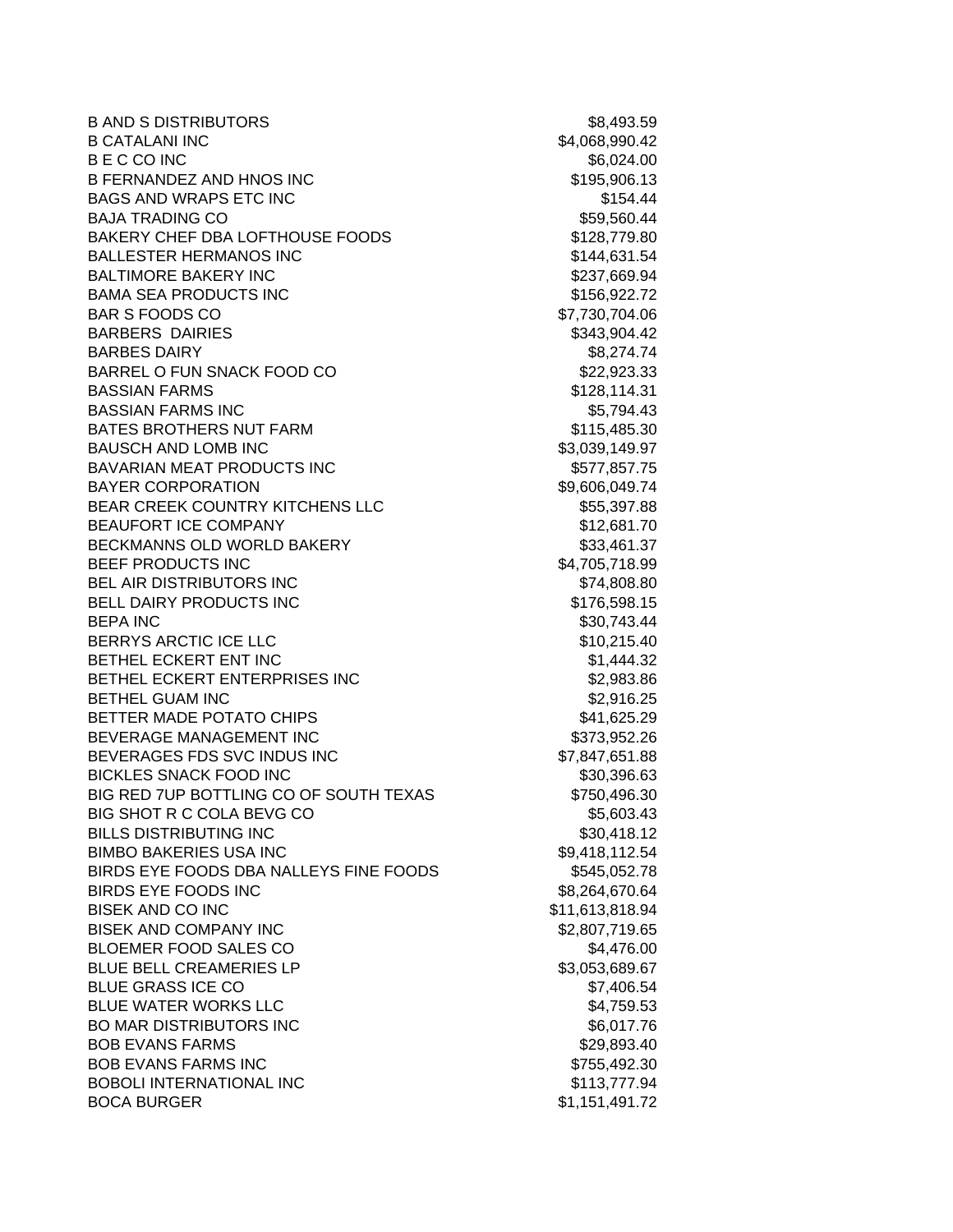| | |
|---|---|
| B AND S DISTRIBUTORS | $8,493.59 |
| B CATALANI INC | $4,068,990.42 |
| B E C CO INC | $6,024.00 |
| B FERNANDEZ AND HNOS INC | $195,906.13 |
| BAGS AND WRAPS ETC INC | $154.44 |
| BAJA TRADING CO | $59,560.44 |
| BAKERY CHEF DBA LOFTHOUSE FOODS | $128,779.80 |
| BALLESTER HERMANOS INC | $144,631.54 |
| BALTIMORE BAKERY INC | $237,669.94 |
| BAMA SEA PRODUCTS INC | $156,922.72 |
| BAR S FOODS CO | $7,730,704.06 |
| BARBERS DAIRIES | $343,904.42 |
| BARBES DAIRY | $8,274.74 |
| BARREL O FUN SNACK FOOD CO | $22,923.33 |
| BASSIAN FARMS | $128,114.31 |
| BASSIAN FARMS INC | $5,794.43 |
| BATES BROTHERS NUT FARM | $115,485.30 |
| BAUSCH AND LOMB INC | $3,039,149.97 |
| BAVARIAN MEAT PRODUCTS INC | $577,857.75 |
| BAYER CORPORATION | $9,606,049.74 |
| BEAR CREEK COUNTRY KITCHENS LLC | $55,397.88 |
| BEAUFORT ICE COMPANY | $12,681.70 |
| BECKMANNS OLD WORLD BAKERY | $33,461.37 |
| BEEF PRODUCTS INC | $4,705,718.99 |
| BEL AIR DISTRIBUTORS INC | $74,808.80 |
| BELL DAIRY PRODUCTS INC | $176,598.15 |
| BEPA INC | $30,743.44 |
| BERRYS ARCTIC ICE LLC | $10,215.40 |
| BETHEL ECKERT ENT INC | $1,444.32 |
| BETHEL ECKERT ENTERPRISES INC | $2,983.86 |
| BETHEL GUAM INC | $2,916.25 |
| BETTER MADE POTATO CHIPS | $41,625.29 |
| BEVERAGE MANAGEMENT INC | $373,952.26 |
| BEVERAGES FDS SVC INDUS INC | $7,847,651.88 |
| BICKLES SNACK FOOD INC | $30,396.63 |
| BIG RED 7UP BOTTLING CO OF SOUTH TEXAS | $750,496.30 |
| BIG SHOT R C COLA BEVG CO | $5,603.43 |
| BILLS DISTRIBUTING INC | $30,418.12 |
| BIMBO BAKERIES USA INC | $9,418,112.54 |
| BIRDS EYE FOODS DBA NALLEYS FINE FOODS | $545,052.78 |
| BIRDS EYE FOODS INC | $8,264,670.64 |
| BISEK AND CO INC | $11,613,818.94 |
| BISEK AND COMPANY INC | $2,807,719.65 |
| BLOEMER FOOD SALES CO | $4,476.00 |
| BLUE BELL CREAMERIES LP | $3,053,689.67 |
| BLUE GRASS ICE CO | $7,406.54 |
| BLUE WATER WORKS LLC | $4,759.53 |
| BO MAR DISTRIBUTORS INC | $6,017.76 |
| BOB EVANS FARMS | $29,893.40 |
| BOB EVANS FARMS INC | $755,492.30 |
| BOBOLI INTERNATIONAL INC | $113,777.94 |
| BOCA BURGER | $1,151,491.72 |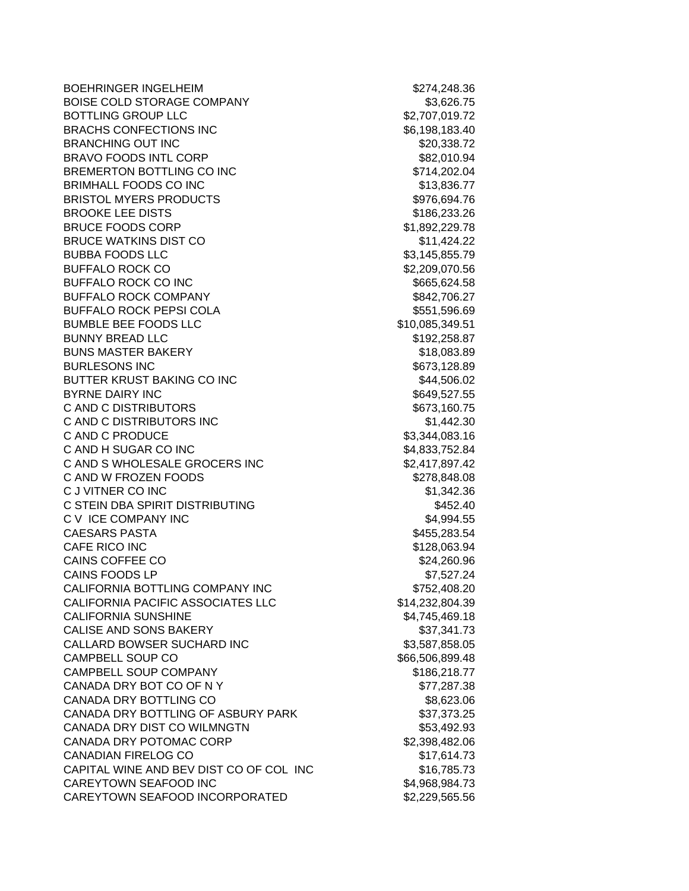| | |
|---|---|
| BOEHRINGER INGELHEIM | $274,248.36 |
| BOISE COLD STORAGE COMPANY | $3,626.75 |
| BOTTLING GROUP LLC | $2,707,019.72 |
| BRACHS CONFECTIONS INC | $6,198,183.40 |
| BRANCHING OUT INC | $20,338.72 |
| BRAVO FOODS INTL CORP | $82,010.94 |
| BREMERTON BOTTLING CO INC | $714,202.04 |
| BRIMHALL FOODS CO INC | $13,836.77 |
| BRISTOL MYERS PRODUCTS | $976,694.76 |
| BROOKE LEE DISTS | $186,233.26 |
| BRUCE FOODS CORP | $1,892,229.78 |
| BRUCE WATKINS DIST CO | $11,424.22 |
| BUBBA FOODS LLC | $3,145,855.79 |
| BUFFALO ROCK CO | $2,209,070.56 |
| BUFFALO ROCK CO INC | $665,624.58 |
| BUFFALO ROCK COMPANY | $842,706.27 |
| BUFFALO ROCK PEPSI COLA | $551,596.69 |
| BUMBLE BEE FOODS LLC | $10,085,349.51 |
| BUNNY BREAD LLC | $192,258.87 |
| BUNS MASTER BAKERY | $18,083.89 |
| BURLESONS INC | $673,128.89 |
| BUTTER KRUST BAKING CO INC | $44,506.02 |
| BYRNE DAIRY INC | $649,527.55 |
| C AND C DISTRIBUTORS | $673,160.75 |
| C AND C DISTRIBUTORS INC | $1,442.30 |
| C AND C PRODUCE | $3,344,083.16 |
| C AND H SUGAR CO INC | $4,833,752.84 |
| C AND S WHOLESALE GROCERS INC | $2,417,897.42 |
| C AND W FROZEN FOODS | $278,848.08 |
| C J VITNER CO INC | $1,342.36 |
| C STEIN DBA SPIRIT DISTRIBUTING | $452.40 |
| C V ICE COMPANY INC | $4,994.55 |
| CAESARS PASTA | $455,283.54 |
| CAFE RICO INC | $128,063.94 |
| CAINS COFFEE CO | $24,260.96 |
| CAINS FOODS LP | $7,527.24 |
| CALIFORNIA BOTTLING COMPANY INC | $752,408.20 |
| CALIFORNIA PACIFIC ASSOCIATES LLC | $14,232,804.39 |
| CALIFORNIA SUNSHINE | $4,745,469.18 |
| CALISE AND SONS BAKERY | $37,341.73 |
| CALLARD BOWSER SUCHARD INC | $3,587,858.05 |
| CAMPBELL SOUP CO | $66,506,899.48 |
| CAMPBELL SOUP COMPANY | $186,218.77 |
| CANADA DRY BOT CO OF N Y | $77,287.38 |
| CANADA DRY BOTTLING CO | $8,623.06 |
| CANADA DRY BOTTLING OF ASBURY PARK | $37,373.25 |
| CANADA DRY DIST CO WILMNGTN | $53,492.93 |
| CANADA DRY POTOMAC CORP | $2,398,482.06 |
| CANADIAN FIRELOG CO | $17,614.73 |
| CAPITAL WINE AND BEV DIST CO OF COL INC | $16,785.73 |
| CAREYTOWN SEAFOOD INC | $4,968,984.73 |
| CAREYTOWN SEAFOOD INCORPORATED | $2,229,565.56 |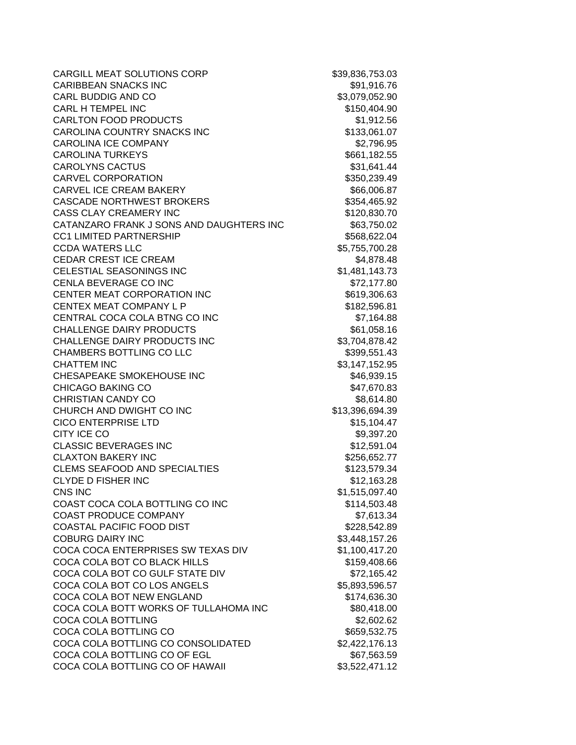| | |
|---|---|
| CARGILL MEAT SOLUTIONS CORP | $39,836,753.03 |
| CARIBBEAN SNACKS INC | $91,916.76 |
| CARL BUDDIG AND CO | $3,079,052.90 |
| CARL H TEMPEL INC | $150,404.90 |
| CARLTON FOOD PRODUCTS | $1,912.56 |
| CAROLINA COUNTRY SNACKS INC | $133,061.07 |
| CAROLINA ICE COMPANY | $2,796.95 |
| CAROLINA TURKEYS | $661,182.55 |
| CAROLYNS CACTUS | $31,641.44 |
| CARVEL CORPORATION | $350,239.49 |
| CARVEL ICE CREAM BAKERY | $66,006.87 |
| CASCADE NORTHWEST BROKERS | $354,465.92 |
| CASS CLAY CREAMERY INC | $120,830.70 |
| CATANZARO FRANK J SONS AND DAUGHTERS INC | $63,750.02 |
| CC1 LIMITED PARTNERSHIP | $568,622.04 |
| CCDA WATERS LLC | $5,755,700.28 |
| CEDAR CREST ICE CREAM | $4,878.48 |
| CELESTIAL SEASONINGS INC | $1,481,143.73 |
| CENLA BEVERAGE CO INC | $72,177.80 |
| CENTER MEAT CORPORATION INC | $619,306.63 |
| CENTEX MEAT COMPANY L P | $182,596.81 |
| CENTRAL COCA COLA BTNG CO INC | $7,164.88 |
| CHALLENGE DAIRY PRODUCTS | $61,058.16 |
| CHALLENGE DAIRY PRODUCTS INC | $3,704,878.42 |
| CHAMBERS BOTTLING CO LLC | $399,551.43 |
| CHATTEM INC | $3,147,152.95 |
| CHESAPEAKE SMOKEHOUSE INC | $46,939.15 |
| CHICAGO BAKING CO | $47,670.83 |
| CHRISTIAN CANDY CO | $8,614.80 |
| CHURCH AND DWIGHT CO INC | $13,396,694.39 |
| CICO ENTERPRISE LTD | $15,104.47 |
| CITY ICE CO | $9,397.20 |
| CLASSIC BEVERAGES INC | $12,591.04 |
| CLAXTON BAKERY INC | $256,652.77 |
| CLEMS SEAFOOD AND SPECIALTIES | $123,579.34 |
| CLYDE D FISHER INC | $12,163.28 |
| CNS INC | $1,515,097.40 |
| COAST COCA COLA BOTTLING CO INC | $114,503.48 |
| COAST PRODUCE COMPANY | $7,613.34 |
| COASTAL PACIFIC FOOD DIST | $228,542.89 |
| COBURG DAIRY INC | $3,448,157.26 |
| COCA COCA ENTERPRISES SW TEXAS DIV | $1,100,417.20 |
| COCA COLA BOT CO BLACK HILLS | $159,408.66 |
| COCA COLA BOT CO GULF STATE DIV | $72,165.42 |
| COCA COLA BOT CO LOS ANGELS | $5,893,596.57 |
| COCA COLA BOT NEW ENGLAND | $174,636.30 |
| COCA COLA BOTT WORKS OF TULLAHOMA INC | $80,418.00 |
| COCA COLA BOTTLING | $2,602.62 |
| COCA COLA BOTTLING CO | $659,532.75 |
| COCA COLA BOTTLING CO CONSOLIDATED | $2,422,176.13 |
| COCA COLA BOTTLING CO OF EGL | $67,563.59 |
| COCA COLA BOTTLING CO OF HAWAII | $3,522,471.12 |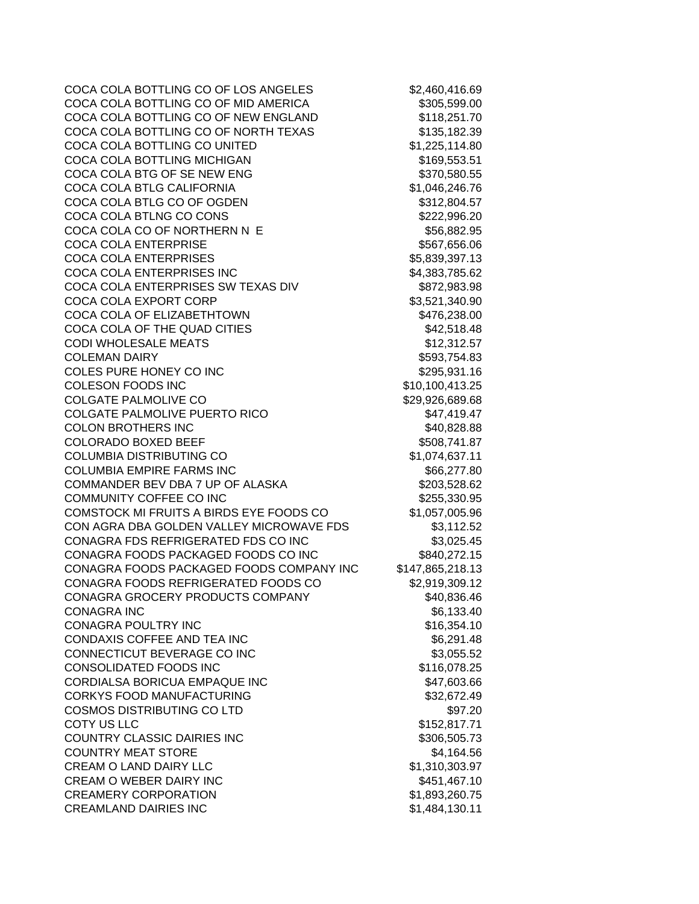| | |
|---|---|
| COCA COLA BOTTLING CO OF LOS ANGELES | $2,460,416.69 |
| COCA COLA BOTTLING CO OF MID AMERICA | $305,599.00 |
| COCA COLA BOTTLING CO OF NEW ENGLAND | $118,251.70 |
| COCA COLA BOTTLING CO OF NORTH TEXAS | $135,182.39 |
| COCA COLA BOTTLING CO UNITED | $1,225,114.80 |
| COCA COLA BOTTLING MICHIGAN | $169,553.51 |
| COCA COLA BTG OF SE NEW ENG | $370,580.55 |
| COCA COLA BTLG CALIFORNIA | $1,046,246.76 |
| COCA COLA BTLG CO OF OGDEN | $312,804.57 |
| COCA COLA BTLNG CO CONS | $222,996.20 |
| COCA COLA CO OF NORTHERN N E | $56,882.95 |
| COCA COLA ENTERPRISE | $567,656.06 |
| COCA COLA ENTERPRISES | $5,839,397.13 |
| COCA COLA ENTERPRISES INC | $4,383,785.62 |
| COCA COLA ENTERPRISES SW TEXAS DIV | $872,983.98 |
| COCA COLA EXPORT CORP | $3,521,340.90 |
| COCA COLA OF ELIZABETHTOWN | $476,238.00 |
| COCA COLA OF THE QUAD CITIES | $42,518.48 |
| CODI WHOLESALE MEATS | $12,312.57 |
| COLEMAN DAIRY | $593,754.83 |
| COLES PURE HONEY CO INC | $295,931.16 |
| COLESON FOODS INC | $10,100,413.25 |
| COLGATE PALMOLIVE CO | $29,926,689.68 |
| COLGATE PALMOLIVE PUERTO RICO | $47,419.47 |
| COLON BROTHERS INC | $40,828.88 |
| COLORADO BOXED BEEF | $508,741.87 |
| COLUMBIA DISTRIBUTING CO | $1,074,637.11 |
| COLUMBIA EMPIRE FARMS INC | $66,277.80 |
| COMMANDER BEV DBA 7 UP OF ALASKA | $203,528.62 |
| COMMUNITY COFFEE CO INC | $255,330.95 |
| COMSTOCK MI FRUITS A BIRDS EYE FOODS CO | $1,057,005.96 |
| CON AGRA DBA GOLDEN VALLEY MICROWAVE FDS | $3,112.52 |
| CONAGRA FDS REFRIGERATED FDS CO INC | $3,025.45 |
| CONAGRA FOODS PACKAGED FOODS CO INC | $840,272.15 |
| CONAGRA FOODS PACKAGED FOODS COMPANY INC | $147,865,218.13 |
| CONAGRA FOODS REFRIGERATED FOODS CO | $2,919,309.12 |
| CONAGRA GROCERY PRODUCTS COMPANY | $40,836.46 |
| CONAGRA INC | $6,133.40 |
| CONAGRA POULTRY INC | $16,354.10 |
| CONDAXIS COFFEE AND TEA INC | $6,291.48 |
| CONNECTICUT BEVERAGE CO INC | $3,055.52 |
| CONSOLIDATED FOODS INC | $116,078.25 |
| CORDIALSA BORICUA EMPAQUE INC | $47,603.66 |
| CORKYS FOOD MANUFACTURING | $32,672.49 |
| COSMOS DISTRIBUTING CO LTD | $97.20 |
| COTY US LLC | $152,817.71 |
| COUNTRY CLASSIC DAIRIES INC | $306,505.73 |
| COUNTRY MEAT STORE | $4,164.56 |
| CREAM O LAND DAIRY LLC | $1,310,303.97 |
| CREAM O WEBER DAIRY INC | $451,467.10 |
| CREAMERY CORPORATION | $1,893,260.75 |
| CREAMLAND DAIRIES INC | $1,484,130.11 |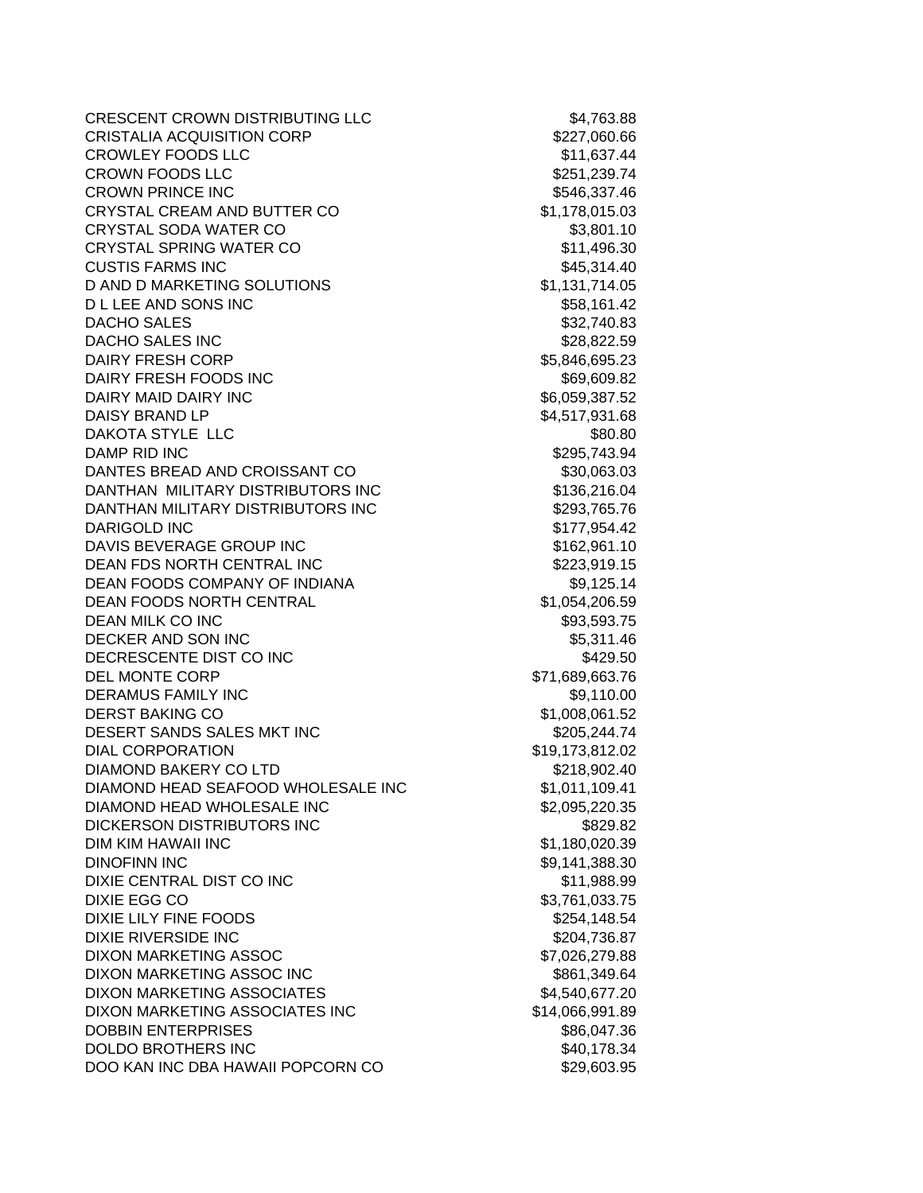| | |
|---|---|
| CRESCENT CROWN DISTRIBUTING LLC | $4,763.88 |
| CRISTALIA ACQUISITION CORP | $227,060.66 |
| CROWLEY FOODS LLC | $11,637.44 |
| CROWN FOODS LLC | $251,239.74 |
| CROWN PRINCE INC | $546,337.46 |
| CRYSTAL CREAM AND BUTTER CO | $1,178,015.03 |
| CRYSTAL SODA WATER CO | $3,801.10 |
| CRYSTAL SPRING WATER CO | $11,496.30 |
| CUSTIS FARMS INC | $45,314.40 |
| D AND D MARKETING SOLUTIONS | $1,131,714.05 |
| D L LEE AND SONS INC | $58,161.42 |
| DACHO SALES | $32,740.83 |
| DACHO SALES INC | $28,822.59 |
| DAIRY FRESH CORP | $5,846,695.23 |
| DAIRY FRESH FOODS INC | $69,609.82 |
| DAIRY MAID DAIRY INC | $6,059,387.52 |
| DAISY BRAND LP | $4,517,931.68 |
| DAKOTA STYLE LLC | $80.80 |
| DAMP RID INC | $295,743.94 |
| DANTES BREAD AND CROISSANT CO | $30,063.03 |
| DANTHAN MILITARY DISTRIBUTORS INC | $136,216.04 |
| DANTHAN MILITARY DISTRIBUTORS INC | $293,765.76 |
| DARIGOLD INC | $177,954.42 |
| DAVIS BEVERAGE GROUP INC | $162,961.10 |
| DEAN FDS NORTH CENTRAL INC | $223,919.15 |
| DEAN FOODS COMPANY OF INDIANA | $9,125.14 |
| DEAN FOODS NORTH CENTRAL | $1,054,206.59 |
| DEAN MILK CO INC | $93,593.75 |
| DECKER AND SON INC | $5,311.46 |
| DECRESCENTE DIST CO INC | $429.50 |
| DEL MONTE CORP | $71,689,663.76 |
| DERAMUS FAMILY INC | $9,110.00 |
| DERST BAKING CO | $1,008,061.52 |
| DESERT SANDS SALES MKT INC | $205,244.74 |
| DIAL CORPORATION | $19,173,812.02 |
| DIAMOND BAKERY CO LTD | $218,902.40 |
| DIAMOND HEAD SEAFOOD WHOLESALE INC | $1,011,109.41 |
| DIAMOND HEAD WHOLESALE INC | $2,095,220.35 |
| DICKERSON DISTRIBUTORS INC | $829.82 |
| DIM KIM HAWAII INC | $1,180,020.39 |
| DINOFINN INC | $9,141,388.30 |
| DIXIE CENTRAL DIST CO INC | $11,988.99 |
| DIXIE EGG CO | $3,761,033.75 |
| DIXIE LILY FINE FOODS | $254,148.54 |
| DIXIE RIVERSIDE INC | $204,736.87 |
| DIXON MARKETING ASSOC | $7,026,279.88 |
| DIXON MARKETING ASSOC INC | $861,349.64 |
| DIXON MARKETING ASSOCIATES | $4,540,677.20 |
| DIXON MARKETING ASSOCIATES INC | $14,066,991.89 |
| DOBBIN ENTERPRISES | $86,047.36 |
| DOLDO BROTHERS INC | $40,178.34 |
| DOO KAN INC DBA HAWAII POPCORN CO | $29,603.95 |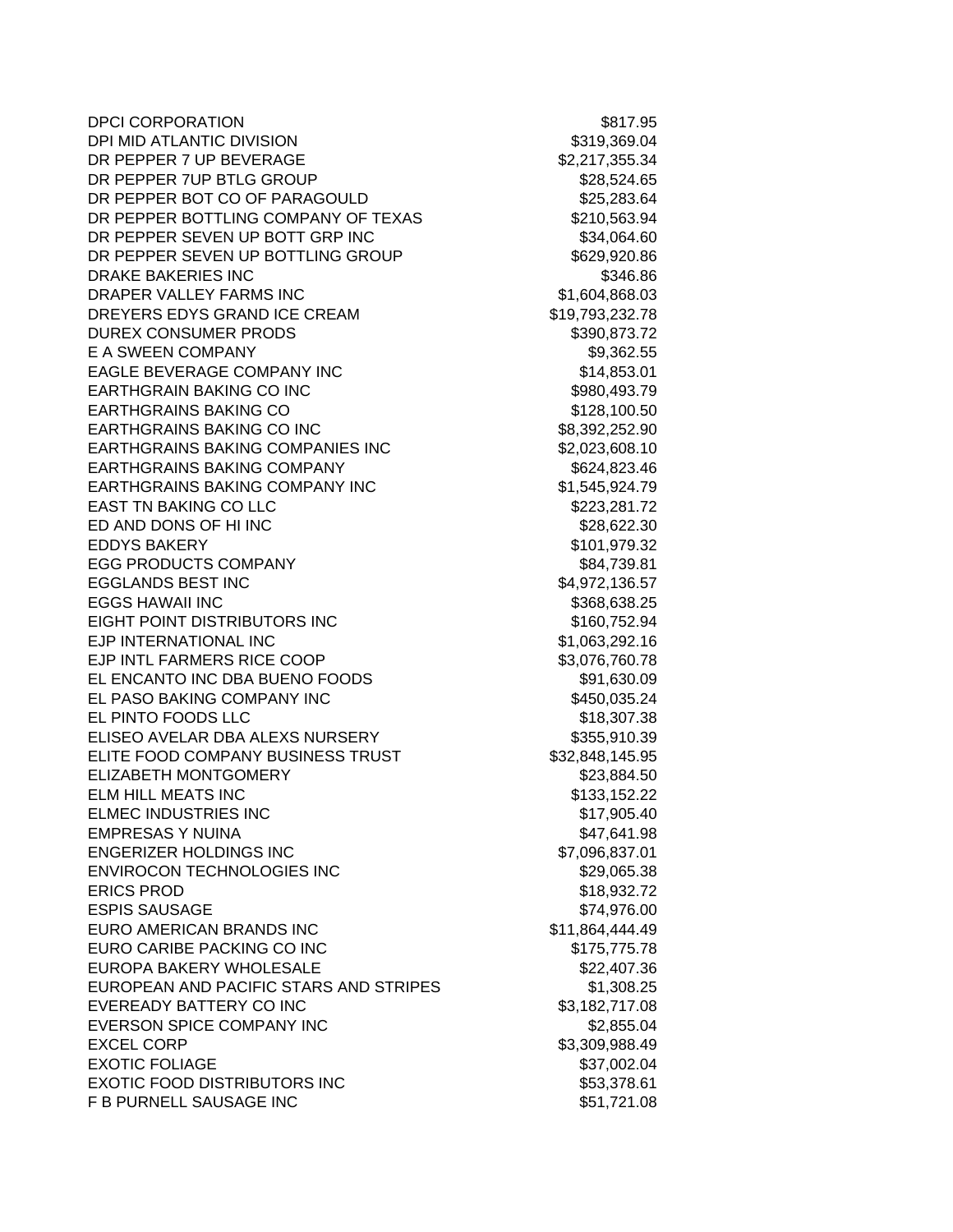| | |
|---|---|
| DPCI CORPORATION | $817.95 |
| DPI MID ATLANTIC DIVISION | $319,369.04 |
| DR PEPPER 7 UP BEVERAGE | $2,217,355.34 |
| DR PEPPER 7UP BTLG GROUP | $28,524.65 |
| DR PEPPER BOT CO OF PARAGOULD | $25,283.64 |
| DR PEPPER BOTTLING COMPANY OF TEXAS | $210,563.94 |
| DR PEPPER SEVEN UP BOTT GRP INC | $34,064.60 |
| DR PEPPER SEVEN UP BOTTLING GROUP | $629,920.86 |
| DRAKE BAKERIES INC | $346.86 |
| DRAPER VALLEY FARMS INC | $1,604,868.03 |
| DREYERS EDYS GRAND ICE CREAM | $19,793,232.78 |
| DUREX CONSUMER PRODS | $390,873.72 |
| E A SWEEN COMPANY | $9,362.55 |
| EAGLE BEVERAGE COMPANY INC | $14,853.01 |
| EARTHGRAIN BAKING CO INC | $980,493.79 |
| EARTHGRAINS BAKING CO | $128,100.50 |
| EARTHGRAINS BAKING CO INC | $8,392,252.90 |
| EARTHGRAINS BAKING COMPANIES INC | $2,023,608.10 |
| EARTHGRAINS BAKING COMPANY | $624,823.46 |
| EARTHGRAINS BAKING COMPANY INC | $1,545,924.79 |
| EAST TN BAKING CO LLC | $223,281.72 |
| ED AND DONS OF HI INC | $28,622.30 |
| EDDYS BAKERY | $101,979.32 |
| EGG PRODUCTS COMPANY | $84,739.81 |
| EGGLANDS BEST INC | $4,972,136.57 |
| EGGS HAWAII INC | $368,638.25 |
| EIGHT POINT DISTRIBUTORS INC | $160,752.94 |
| EJP INTERNATIONAL INC | $1,063,292.16 |
| EJP INTL FARMERS RICE COOP | $3,076,760.78 |
| EL ENCANTO INC DBA BUENO FOODS | $91,630.09 |
| EL PASO BAKING COMPANY INC | $450,035.24 |
| EL PINTO FOODS LLC | $18,307.38 |
| ELISEO AVELAR DBA ALEXS NURSERY | $355,910.39 |
| ELITE FOOD COMPANY BUSINESS TRUST | $32,848,145.95 |
| ELIZABETH MONTGOMERY | $23,884.50 |
| ELM HILL MEATS INC | $133,152.22 |
| ELMEC INDUSTRIES INC | $17,905.40 |
| EMPRESAS Y NUINA | $47,641.98 |
| ENGERIZER HOLDINGS INC | $7,096,837.01 |
| ENVIROCON TECHNOLOGIES INC | $29,065.38 |
| ERICS PROD | $18,932.72 |
| ESPIS SAUSAGE | $74,976.00 |
| EURO AMERICAN BRANDS INC | $11,864,444.49 |
| EURO CARIBE PACKING CO INC | $175,775.78 |
| EUROPA BAKERY WHOLESALE | $22,407.36 |
| EUROPEAN AND PACIFIC STARS AND STRIPES | $1,308.25 |
| EVEREADY BATTERY CO INC | $3,182,717.08 |
| EVERSON SPICE COMPANY INC | $2,855.04 |
| EXCEL CORP | $3,309,988.49 |
| EXOTIC FOLIAGE | $37,002.04 |
| EXOTIC FOOD DISTRIBUTORS INC | $53,378.61 |
| F B PURNELL SAUSAGE INC | $51,721.08 |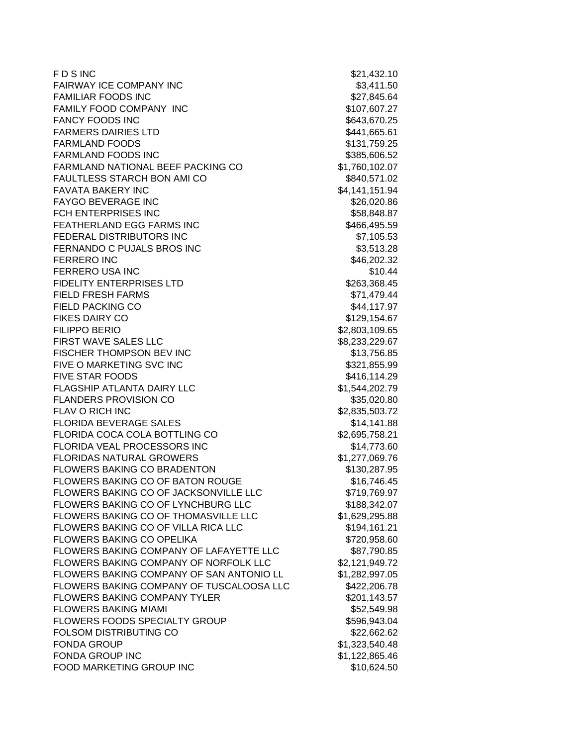| | |
|---|---|
| F D S INC | $21,432.10 |
| FAIRWAY ICE COMPANY INC | $3,411.50 |
| FAMILIAR FOODS INC | $27,845.64 |
| FAMILY FOOD COMPANY INC | $107,607.27 |
| FANCY FOODS INC | $643,670.25 |
| FARMERS DAIRIES LTD | $441,665.61 |
| FARMLAND FOODS | $131,759.25 |
| FARMLAND FOODS INC | $385,606.52 |
| FARMLAND NATIONAL BEEF PACKING CO | $1,760,102.07 |
| FAULTLESS STARCH BON AMI CO | $840,571.02 |
| FAVATA BAKERY INC | $4,141,151.94 |
| FAYGO BEVERAGE INC | $26,020.86 |
| FCH ENTERPRISES INC | $58,848.87 |
| FEATHERLAND EGG FARMS INC | $466,495.59 |
| FEDERAL DISTRIBUTORS INC | $7,105.53 |
| FERNANDO C PUJALS BROS INC | $3,513.28 |
| FERRERO INC | $46,202.32 |
| FERRERO USA INC | $10.44 |
| FIDELITY ENTERPRISES LTD | $263,368.45 |
| FIELD FRESH FARMS | $71,479.44 |
| FIELD PACKING CO | $44,117.97 |
| FIKES DAIRY CO | $129,154.67 |
| FILIPPO BERIO | $2,803,109.65 |
| FIRST WAVE SALES LLC | $8,233,229.67 |
| FISCHER THOMPSON BEV INC | $13,756.85 |
| FIVE O MARKETING SVC INC | $321,855.99 |
| FIVE STAR FOODS | $416,114.29 |
| FLAGSHIP ATLANTA DAIRY LLC | $1,544,202.79 |
| FLANDERS PROVISION CO | $35,020.80 |
| FLAV O RICH INC | $2,835,503.72 |
| FLORIDA BEVERAGE SALES | $14,141.88 |
| FLORIDA COCA COLA BOTTLING CO | $2,695,758.21 |
| FLORIDA VEAL PROCESSORS INC | $14,773.60 |
| FLORIDAS NATURAL GROWERS | $1,277,069.76 |
| FLOWERS BAKING CO BRADENTON | $130,287.95 |
| FLOWERS BAKING CO OF BATON ROUGE | $16,746.45 |
| FLOWERS BAKING CO OF JACKSONVILLE LLC | $719,769.97 |
| FLOWERS BAKING CO OF LYNCHBURG LLC | $188,342.07 |
| FLOWERS BAKING CO OF THOMASVILLE LLC | $1,629,295.88 |
| FLOWERS BAKING CO OF VILLA RICA LLC | $194,161.21 |
| FLOWERS BAKING CO OPELIKA | $720,958.60 |
| FLOWERS BAKING COMPANY OF LAFAYETTE LLC | $87,790.85 |
| FLOWERS BAKING COMPANY OF NORFOLK LLC | $2,121,949.72 |
| FLOWERS BAKING COMPANY OF SAN ANTONIO LL | $1,282,997.05 |
| FLOWERS BAKING COMPANY OF TUSCALOOSA LLC | $422,206.78 |
| FLOWERS BAKING COMPANY TYLER | $201,143.57 |
| FLOWERS BAKING MIAMI | $52,549.98 |
| FLOWERS FOODS SPECIALTY GROUP | $596,943.04 |
| FOLSOM DISTRIBUTING CO | $22,662.62 |
| FONDA GROUP | $1,323,540.48 |
| FONDA GROUP INC | $1,122,865.46 |
| FOOD MARKETING GROUP INC | $10,624.50 |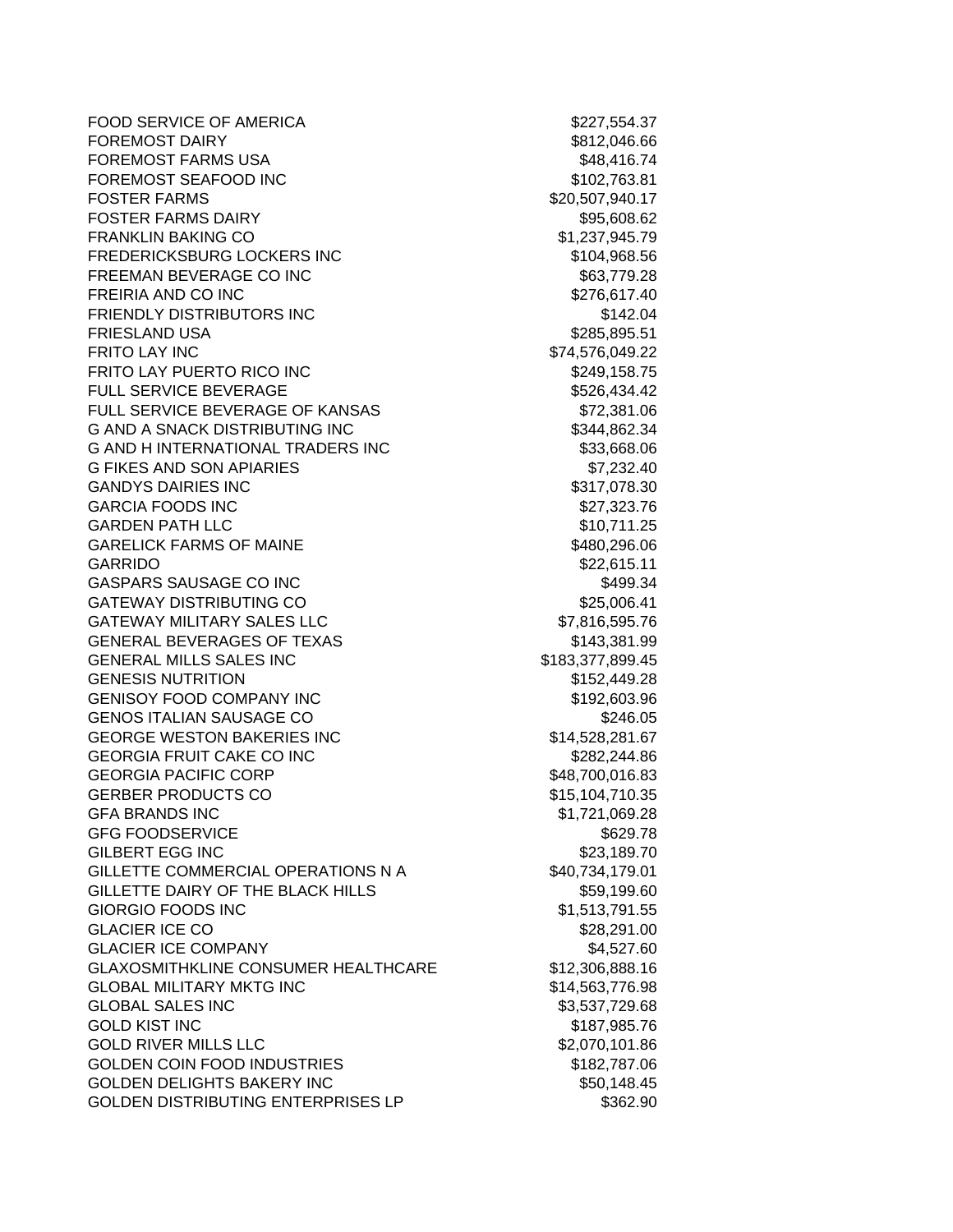| | |
|---|---:|
| FOOD SERVICE OF AMERICA | $227,554.37 |
| FOREMOST DAIRY | $812,046.66 |
| FOREMOST FARMS USA | $48,416.74 |
| FOREMOST SEAFOOD INC | $102,763.81 |
| FOSTER FARMS | $20,507,940.17 |
| FOSTER FARMS DAIRY | $95,608.62 |
| FRANKLIN BAKING CO | $1,237,945.79 |
| FREDERICKSBURG LOCKERS INC | $104,968.56 |
| FREEMAN BEVERAGE CO INC | $63,779.28 |
| FREIRIA AND CO INC | $276,617.40 |
| FRIENDLY DISTRIBUTORS INC | $142.04 |
| FRIESLAND USA | $285,895.51 |
| FRITO LAY INC | $74,576,049.22 |
| FRITO LAY PUERTO RICO INC | $249,158.75 |
| FULL SERVICE BEVERAGE | $526,434.42 |
| FULL SERVICE BEVERAGE OF KANSAS | $72,381.06 |
| G AND A SNACK DISTRIBUTING INC | $344,862.34 |
| G AND H INTERNATIONAL TRADERS INC | $33,668.06 |
| G FIKES AND SON APIARIES | $7,232.40 |
| GANDYS DAIRIES INC | $317,078.30 |
| GARCIA FOODS INC | $27,323.76 |
| GARDEN PATH LLC | $10,711.25 |
| GARELICK FARMS OF MAINE | $480,296.06 |
| GARRIDO | $22,615.11 |
| GASPARS SAUSAGE CO INC | $499.34 |
| GATEWAY DISTRIBUTING CO | $25,006.41 |
| GATEWAY MILITARY SALES LLC | $7,816,595.76 |
| GENERAL BEVERAGES OF TEXAS | $143,381.99 |
| GENERAL MILLS SALES INC | $183,377,899.45 |
| GENESIS NUTRITION | $152,449.28 |
| GENISOY FOOD COMPANY INC | $192,603.96 |
| GENOS ITALIAN SAUSAGE CO | $246.05 |
| GEORGE WESTON BAKERIES INC | $14,528,281.67 |
| GEORGIA FRUIT CAKE CO INC | $282,244.86 |
| GEORGIA PACIFIC CORP | $48,700,016.83 |
| GERBER PRODUCTS CO | $15,104,710.35 |
| GFA BRANDS INC | $1,721,069.28 |
| GFG FOODSERVICE | $629.78 |
| GILBERT EGG INC | $23,189.70 |
| GILLETTE COMMERCIAL OPERATIONS N A | $40,734,179.01 |
| GILLETTE DAIRY OF THE BLACK HILLS | $59,199.60 |
| GIORGIO FOODS INC | $1,513,791.55 |
| GLACIER ICE CO | $28,291.00 |
| GLACIER ICE COMPANY | $4,527.60 |
| GLAXOSMITHKLINE CONSUMER HEALTHCARE | $12,306,888.16 |
| GLOBAL MILITARY MKTG INC | $14,563,776.98 |
| GLOBAL SALES INC | $3,537,729.68 |
| GOLD KIST INC | $187,985.76 |
| GOLD RIVER MILLS LLC | $2,070,101.86 |
| GOLDEN COIN FOOD INDUSTRIES | $182,787.06 |
| GOLDEN DELIGHTS BAKERY INC | $50,148.45 |
| GOLDEN DISTRIBUTING ENTERPRISES LP | $362.90 |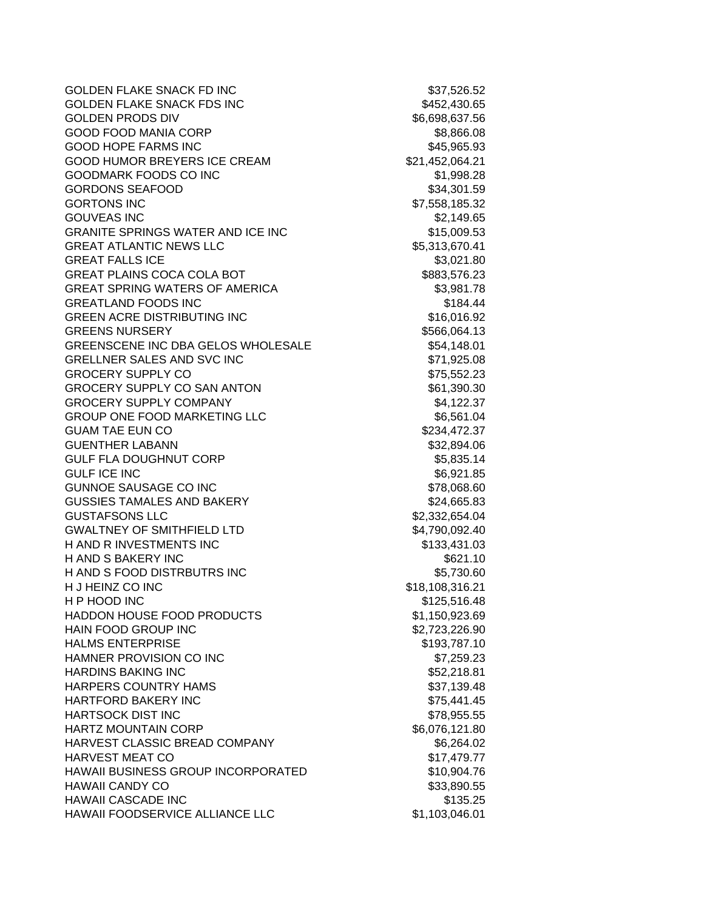| | |
|---|---|
| GOLDEN FLAKE SNACK FD INC | $37,526.52 |
| GOLDEN FLAKE SNACK FDS INC | $452,430.65 |
| GOLDEN PRODS DIV | $6,698,637.56 |
| GOOD FOOD MANIA CORP | $8,866.08 |
| GOOD HOPE FARMS INC | $45,965.93 |
| GOOD HUMOR BREYERS ICE CREAM | $21,452,064.21 |
| GOODMARK FOODS CO INC | $1,998.28 |
| GORDONS SEAFOOD | $34,301.59 |
| GORTONS INC | $7,558,185.32 |
| GOUVEAS INC | $2,149.65 |
| GRANITE SPRINGS WATER AND ICE INC | $15,009.53 |
| GREAT ATLANTIC NEWS LLC | $5,313,670.41 |
| GREAT FALLS ICE | $3,021.80 |
| GREAT PLAINS COCA COLA BOT | $883,576.23 |
| GREAT SPRING WATERS OF AMERICA | $3,981.78 |
| GREATLAND FOODS INC | $184.44 |
| GREEN ACRE DISTRIBUTING INC | $16,016.92 |
| GREENS NURSERY | $566,064.13 |
| GREENSCENE INC DBA GELOS WHOLESALE | $54,148.01 |
| GRELLNER SALES AND SVC INC | $71,925.08 |
| GROCERY SUPPLY CO | $75,552.23 |
| GROCERY SUPPLY CO SAN ANTON | $61,390.30 |
| GROCERY SUPPLY COMPANY | $4,122.37 |
| GROUP ONE FOOD MARKETING LLC | $6,561.04 |
| GUAM TAE EUN CO | $234,472.37 |
| GUENTHER LABANN | $32,894.06 |
| GULF FLA DOUGHNUT CORP | $5,835.14 |
| GULF ICE INC | $6,921.85 |
| GUNNOE SAUSAGE CO INC | $78,068.60 |
| GUSSIES TAMALES AND BAKERY | $24,665.83 |
| GUSTAFSONS LLC | $2,332,654.04 |
| GWALTNEY OF SMITHFIELD LTD | $4,790,092.40 |
| H AND R INVESTMENTS INC | $133,431.03 |
| H AND S BAKERY INC | $621.10 |
| H AND S FOOD DISTRBUTRS INC | $5,730.60 |
| H J HEINZ CO INC | $18,108,316.21 |
| H P HOOD INC | $125,516.48 |
| HADDON HOUSE FOOD PRODUCTS | $1,150,923.69 |
| HAIN FOOD GROUP INC | $2,723,226.90 |
| HALMS ENTERPRISE | $193,787.10 |
| HAMNER PROVISION CO INC | $7,259.23 |
| HARDINS BAKING INC | $52,218.81 |
| HARPERS COUNTRY HAMS | $37,139.48 |
| HARTFORD BAKERY INC | $75,441.45 |
| HARTSOCK DIST INC | $78,955.55 |
| HARTZ MOUNTAIN CORP | $6,076,121.80 |
| HARVEST CLASSIC BREAD COMPANY | $6,264.02 |
| HARVEST MEAT CO | $17,479.77 |
| HAWAII BUSINESS GROUP INCORPORATED | $10,904.76 |
| HAWAII CANDY CO | $33,890.55 |
| HAWAII CASCADE INC | $135.25 |
| HAWAII FOODSERVICE ALLIANCE LLC | $1,103,046.01 |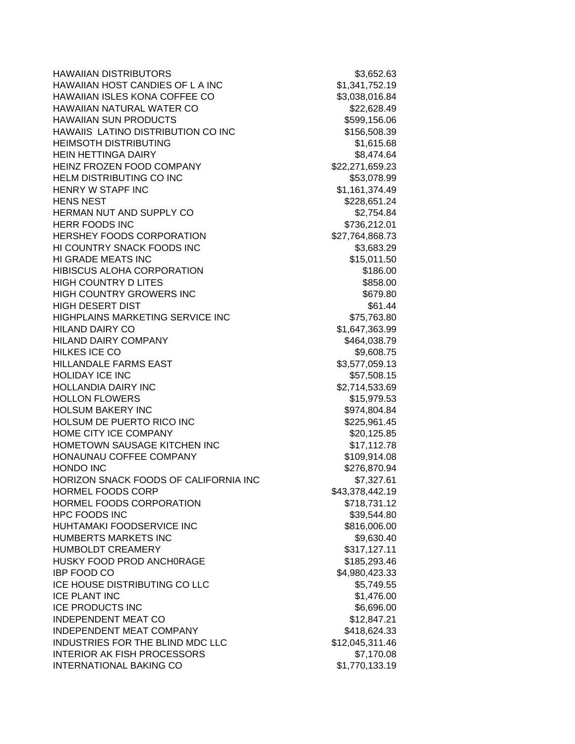| | |
|---|---|
| HAWAIIAN DISTRIBUTORS | $3,652.63 |
| HAWAIIAN HOST CANDIES OF L A INC | $1,341,752.19 |
| HAWAIIAN ISLES KONA COFFEE CO | $3,038,016.84 |
| HAWAIIAN NATURAL WATER CO | $22,628.49 |
| HAWAIIAN SUN PRODUCTS | $599,156.06 |
| HAWAIIS LATINO DISTRIBUTION CO INC | $156,508.39 |
| HEIMSOTH DISTRIBUTING | $1,615.68 |
| HEIN HETTINGA DAIRY | $8,474.64 |
| HEINZ FROZEN FOOD COMPANY | $22,271,659.23 |
| HELM DISTRIBUTING CO INC | $53,078.99 |
| HENRY W STAPF INC | $1,161,374.49 |
| HENS NEST | $228,651.24 |
| HERMAN NUT AND SUPPLY CO | $2,754.84 |
| HERR FOODS INC | $736,212.01 |
| HERSHEY FOODS CORPORATION | $27,764,868.73 |
| HI COUNTRY SNACK FOODS INC | $3,683.29 |
| HI GRADE MEATS INC | $15,011.50 |
| HIBISCUS ALOHA CORPORATION | $186.00 |
| HIGH COUNTRY D LITES | $858.00 |
| HIGH COUNTRY GROWERS INC | $679.80 |
| HIGH DESERT DIST | $61.44 |
| HIGHPLAINS MARKETING SERVICE INC | $75,763.80 |
| HILAND DAIRY CO | $1,647,363.99 |
| HILAND DAIRY COMPANY | $464,038.79 |
| HILKES ICE CO | $9,608.75 |
| HILLANDALE FARMS EAST | $3,577,059.13 |
| HOLIDAY ICE INC | $57,508.15 |
| HOLLANDIA DAIRY INC | $2,714,533.69 |
| HOLLON FLOWERS | $15,979.53 |
| HOLSUM BAKERY INC | $974,804.84 |
| HOLSUM DE PUERTO RICO INC | $225,961.45 |
| HOME CITY ICE COMPANY | $20,125.85 |
| HOMETOWN SAUSAGE KITCHEN INC | $17,112.78 |
| HONAUNAU COFFEE COMPANY | $109,914.08 |
| HONDO INC | $276,870.94 |
| HORIZON SNACK FOODS OF CALIFORNIA INC | $7,327.61 |
| HORMEL FOODS CORP | $43,378,442.19 |
| HORMEL FOODS CORPORATION | $718,731.12 |
| HPC FOODS INC | $39,544.80 |
| HUHTAMAKI FOODSERVICE INC | $816,006.00 |
| HUMBERTS MARKETS INC | $9,630.40 |
| HUMBOLDT CREAMERY | $317,127.11 |
| HUSKY FOOD PROD ANCH0RAGE | $185,293.46 |
| IBP FOOD CO | $4,980,423.33 |
| ICE HOUSE DISTRIBUTING CO LLC | $5,749.55 |
| ICE PLANT INC | $1,476.00 |
| ICE PRODUCTS INC | $6,696.00 |
| INDEPENDENT MEAT CO | $12,847.21 |
| INDEPENDENT MEAT COMPANY | $418,624.33 |
| INDUSTRIES FOR THE BLIND MDC LLC | $12,045,311.46 |
| INTERIOR AK FISH PROCESSORS | $7,170.08 |
| INTERNATIONAL BAKING CO | $1,770,133.19 |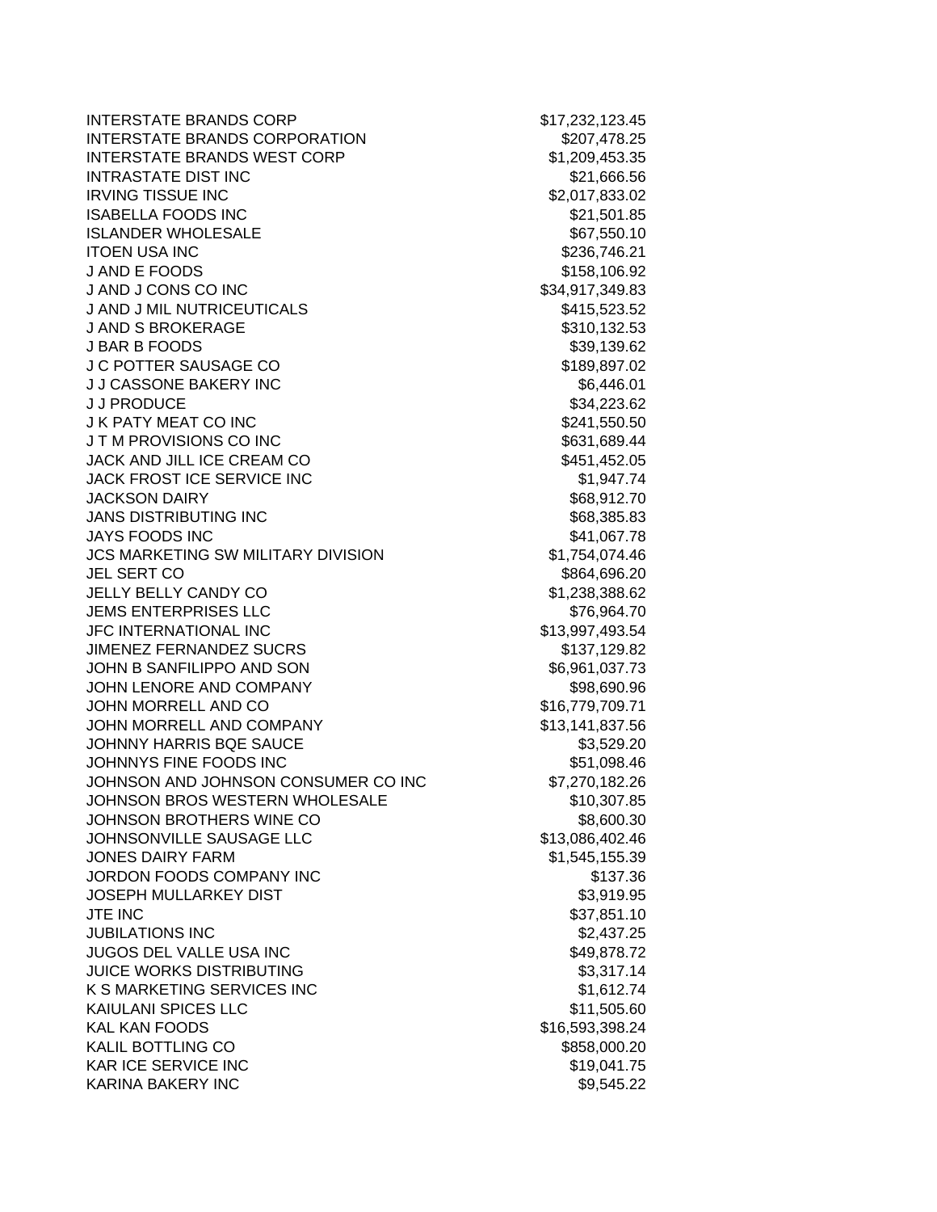| | |
|---|---|
| INTERSTATE BRANDS CORP | $17,232,123.45 |
| INTERSTATE BRANDS CORPORATION | $207,478.25 |
| INTERSTATE BRANDS WEST CORP | $1,209,453.35 |
| INTRASTATE DIST INC | $21,666.56 |
| IRVING TISSUE INC | $2,017,833.02 |
| ISABELLA FOODS INC | $21,501.85 |
| ISLANDER WHOLESALE | $67,550.10 |
| ITOEN USA INC | $236,746.21 |
| J AND E FOODS | $158,106.92 |
| J AND J CONS CO INC | $34,917,349.83 |
| J AND J MIL NUTRICEUTICALS | $415,523.52 |
| J AND S BROKERAGE | $310,132.53 |
| J BAR B FOODS | $39,139.62 |
| J C POTTER SAUSAGE CO | $189,897.02 |
| J J CASSONE BAKERY INC | $6,446.01 |
| J J PRODUCE | $34,223.62 |
| J K PATY MEAT CO INC | $241,550.50 |
| J T M PROVISIONS CO INC | $631,689.44 |
| JACK AND JILL ICE CREAM CO | $451,452.05 |
| JACK FROST ICE SERVICE INC | $1,947.74 |
| JACKSON DAIRY | $68,912.70 |
| JANS DISTRIBUTING INC | $68,385.83 |
| JAYS FOODS INC | $41,067.78 |
| JCS MARKETING SW MILITARY DIVISION | $1,754,074.46 |
| JEL SERT CO | $864,696.20 |
| JELLY BELLY CANDY CO | $1,238,388.62 |
| JEMS ENTERPRISES LLC | $76,964.70 |
| JFC INTERNATIONAL INC | $13,997,493.54 |
| JIMENEZ FERNANDEZ SUCRS | $137,129.82 |
| JOHN B SANFILIPPO AND SON | $6,961,037.73 |
| JOHN LENORE AND COMPANY | $98,690.96 |
| JOHN MORRELL AND CO | $16,779,709.71 |
| JOHN MORRELL AND COMPANY | $13,141,837.56 |
| JOHNNY HARRIS BQE SAUCE | $3,529.20 |
| JOHNNYS FINE FOODS INC | $51,098.46 |
| JOHNSON AND JOHNSON CONSUMER CO INC | $7,270,182.26 |
| JOHNSON BROS WESTERN WHOLESALE | $10,307.85 |
| JOHNSON BROTHERS WINE CO | $8,600.30 |
| JOHNSONVILLE SAUSAGE LLC | $13,086,402.46 |
| JONES DAIRY FARM | $1,545,155.39 |
| JORDON FOODS COMPANY INC | $137.36 |
| JOSEPH MULLARKEY DIST | $3,919.95 |
| JTE INC | $37,851.10 |
| JUBILATIONS INC | $2,437.25 |
| JUGOS DEL VALLE USA INC | $49,878.72 |
| JUICE WORKS DISTRIBUTING | $3,317.14 |
| K S MARKETING SERVICES INC | $1,612.74 |
| KAIULANI SPICES LLC | $11,505.60 |
| KAL KAN FOODS | $16,593,398.24 |
| KALIL BOTTLING CO | $858,000.20 |
| KAR ICE SERVICE INC | $19,041.75 |
| KARINA BAKERY INC | $9,545.22 |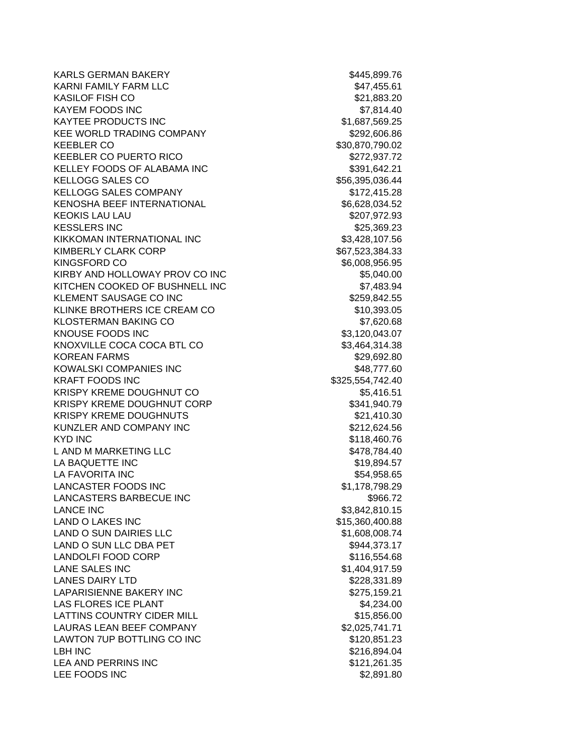| | |
|---|---|
| KARLS GERMAN BAKERY | $445,899.76 |
| KARNI FAMILY FARM LLC | $47,455.61 |
| KASILOF FISH CO | $21,883.20 |
| KAYEM FOODS INC | $7,814.40 |
| KAYTEE PRODUCTS INC | $1,687,569.25 |
| KEE WORLD TRADING COMPANY | $292,606.86 |
| KEEBLER CO | $30,870,790.02 |
| KEEBLER CO PUERTO RICO | $272,937.72 |
| KELLEY FOODS OF ALABAMA INC | $391,642.21 |
| KELLOGG SALES CO | $56,395,036.44 |
| KELLOGG SALES COMPANY | $172,415.28 |
| KENOSHA BEEF INTERNATIONAL | $6,628,034.52 |
| KEOKIS LAU LAU | $207,972.93 |
| KESSLERS INC | $25,369.23 |
| KIKKOMAN INTERNATIONAL INC | $3,428,107.56 |
| KIMBERLY CLARK CORP | $67,523,384.33 |
| KINGSFORD CO | $6,008,956.95 |
| KIRBY AND HOLLOWAY PROV CO INC | $5,040.00 |
| KITCHEN COOKED OF BUSHNELL INC | $7,483.94 |
| KLEMENT SAUSAGE CO INC | $259,842.55 |
| KLINKE BROTHERS ICE CREAM CO | $10,393.05 |
| KLOSTERMAN BAKING CO | $7,620.68 |
| KNOUSE FOODS INC | $3,120,043.07 |
| KNOXVILLE COCA COCA BTL CO | $3,464,314.38 |
| KOREAN FARMS | $29,692.80 |
| KOWALSKI COMPANIES INC | $48,777.60 |
| KRAFT FOODS INC | $325,554,742.40 |
| KRISPY KREME DOUGHNUT CO | $5,416.51 |
| KRISPY KREME DOUGHNUT CORP | $341,940.79 |
| KRISPY KREME DOUGHNUTS | $21,410.30 |
| KUNZLER AND COMPANY INC | $212,624.56 |
| KYD INC | $118,460.76 |
| L AND M MARKETING LLC | $478,784.40 |
| LA BAQUETTE INC | $19,894.57 |
| LA FAVORITA INC | $54,958.65 |
| LANCASTER FOODS INC | $1,178,798.29 |
| LANCASTERS BARBECUE INC | $966.72 |
| LANCE INC | $3,842,810.15 |
| LAND O LAKES INC | $15,360,400.88 |
| LAND O SUN DAIRIES LLC | $1,608,008.74 |
| LAND O SUN LLC DBA PET | $944,373.17 |
| LANDOLFI FOOD CORP | $116,554.68 |
| LANE SALES INC | $1,404,917.59 |
| LANES DAIRY LTD | $228,331.89 |
| LAPARISIENNE BAKERY INC | $275,159.21 |
| LAS FLORES ICE PLANT | $4,234.00 |
| LATTINS COUNTRY CIDER MILL | $15,856.00 |
| LAURAS LEAN BEEF COMPANY | $2,025,741.71 |
| LAWTON 7UP BOTTLING CO INC | $120,851.23 |
| LBH INC | $216,894.04 |
| LEA AND PERRINS INC | $121,261.35 |
| LEE FOODS INC | $2,891.80 |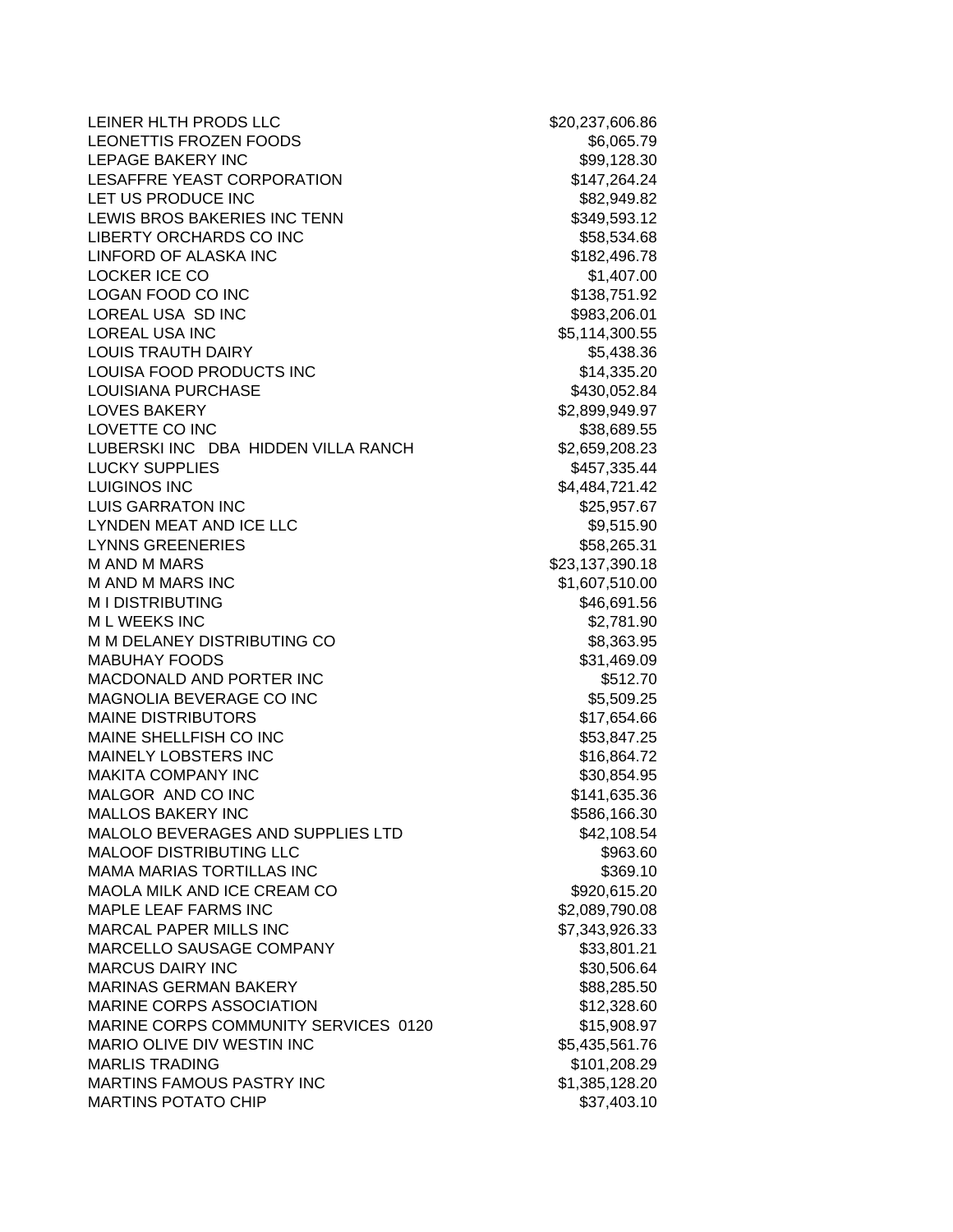| | |
|---|---|
| LEINER HLTH PRODS LLC | $20,237,606.86 |
| LEONETTIS FROZEN FOODS | $6,065.79 |
| LEPAGE BAKERY INC | $99,128.30 |
| LESAFFRE YEAST CORPORATION | $147,264.24 |
| LET US PRODUCE INC | $82,949.82 |
| LEWIS BROS BAKERIES INC TENN | $349,593.12 |
| LIBERTY ORCHARDS CO INC | $58,534.68 |
| LINFORD OF ALASKA INC | $182,496.78 |
| LOCKER ICE CO | $1,407.00 |
| LOGAN FOOD CO INC | $138,751.92 |
| LOREAL USA SD INC | $983,206.01 |
| LOREAL USA INC | $5,114,300.55 |
| LOUIS TRAUTH DAIRY | $5,438.36 |
| LOUISA FOOD PRODUCTS INC | $14,335.20 |
| LOUISIANA PURCHASE | $430,052.84 |
| LOVES BAKERY | $2,899,949.97 |
| LOVETTE CO INC | $38,689.55 |
| LUBERSKI INC DBA HIDDEN VILLA RANCH | $2,659,208.23 |
| LUCKY SUPPLIES | $457,335.44 |
| LUIGINOS INC | $4,484,721.42 |
| LUIS GARRATON INC | $25,957.67 |
| LYNDEN MEAT AND ICE LLC | $9,515.90 |
| LYNNS GREENERIES | $58,265.31 |
| M AND M MARS | $23,137,390.18 |
| M AND M MARS INC | $1,607,510.00 |
| M I DISTRIBUTING | $46,691.56 |
| M L WEEKS INC | $2,781.90 |
| M M DELANEY DISTRIBUTING CO | $8,363.95 |
| MABUHAY FOODS | $31,469.09 |
| MACDONALD AND PORTER INC | $512.70 |
| MAGNOLIA BEVERAGE CO INC | $5,509.25 |
| MAINE DISTRIBUTORS | $17,654.66 |
| MAINE SHELLFISH CO INC | $53,847.25 |
| MAINELY LOBSTERS INC | $16,864.72 |
| MAKITA COMPANY INC | $30,854.95 |
| MALGOR AND CO INC | $141,635.36 |
| MALLOS BAKERY INC | $586,166.30 |
| MALOLO BEVERAGES AND SUPPLIES LTD | $42,108.54 |
| MALOOF DISTRIBUTING LLC | $963.60 |
| MAMA MARIAS TORTILLAS INC | $369.10 |
| MAOLA MILK AND ICE CREAM CO | $920,615.20 |
| MAPLE LEAF FARMS INC | $2,089,790.08 |
| MARCAL PAPER MILLS INC | $7,343,926.33 |
| MARCELLO SAUSAGE COMPANY | $33,801.21 |
| MARCUS DAIRY INC | $30,506.64 |
| MARINAS GERMAN BAKERY | $88,285.50 |
| MARINE CORPS ASSOCIATION | $12,328.60 |
| MARINE CORPS COMMUNITY SERVICES 0120 | $15,908.97 |
| MARIO OLIVE DIV WESTIN INC | $5,435,561.76 |
| MARLIS TRADING | $101,208.29 |
| MARTINS FAMOUS PASTRY INC | $1,385,128.20 |
| MARTINS POTATO CHIP | $37,403.10 |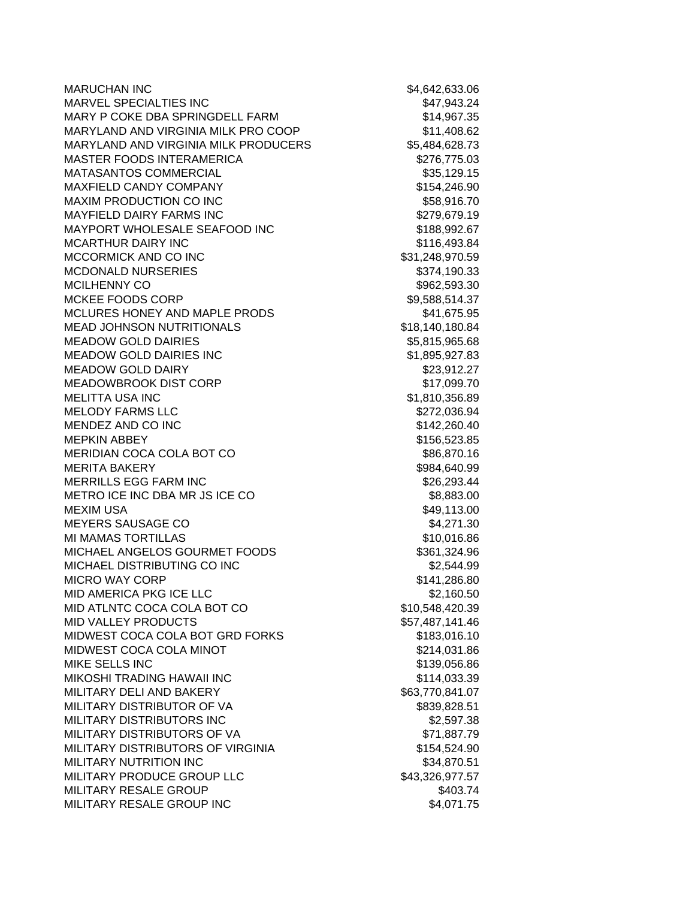| | |
|---|---|
| MARUCHAN INC | $4,642,633.06 |
| MARVEL SPECIALTIES INC | $47,943.24 |
| MARY P COKE DBA SPRINGDELL FARM | $14,967.35 |
| MARYLAND AND VIRGINIA MILK PRO COOP | $11,408.62 |
| MARYLAND AND VIRGINIA MILK PRODUCERS | $5,484,628.73 |
| MASTER FOODS INTERAMERICA | $276,775.03 |
| MATASANTOS COMMERCIAL | $35,129.15 |
| MAXFIELD CANDY COMPANY | $154,246.90 |
| MAXIM PRODUCTION CO INC | $58,916.70 |
| MAYFIELD DAIRY FARMS INC | $279,679.19 |
| MAYPORT WHOLESALE SEAFOOD INC | $188,992.67 |
| MCARTHUR DAIRY INC | $116,493.84 |
| MCCORMICK AND CO INC | $31,248,970.59 |
| MCDONALD NURSERIES | $374,190.33 |
| MCILHENNY CO | $962,593.30 |
| MCKEE FOODS CORP | $9,588,514.37 |
| MCLURES HONEY AND MAPLE PRODS | $41,675.95 |
| MEAD JOHNSON NUTRITIONALS | $18,140,180.84 |
| MEADOW GOLD DAIRIES | $5,815,965.68 |
| MEADOW GOLD DAIRIES INC | $1,895,927.83 |
| MEADOW GOLD DAIRY | $23,912.27 |
| MEADOWBROOK DIST CORP | $17,099.70 |
| MELITTA USA INC | $1,810,356.89 |
| MELODY FARMS LLC | $272,036.94 |
| MENDEZ AND CO INC | $142,260.40 |
| MEPKIN ABBEY | $156,523.85 |
| MERIDIAN COCA COLA BOT CO | $86,870.16 |
| MERITA BAKERY | $984,640.99 |
| MERRILLS EGG FARM INC | $26,293.44 |
| METRO ICE INC DBA MR JS ICE CO | $8,883.00 |
| MEXIM USA | $49,113.00 |
| MEYERS SAUSAGE CO | $4,271.30 |
| MI MAMAS TORTILLAS | $10,016.86 |
| MICHAEL ANGELOS GOURMET FOODS | $361,324.96 |
| MICHAEL DISTRIBUTING CO INC | $2,544.99 |
| MICRO WAY CORP | $141,286.80 |
| MID AMERICA PKG ICE LLC | $2,160.50 |
| MID ATLNTC COCA COLA BOT CO | $10,548,420.39 |
| MID VALLEY PRODUCTS | $57,487,141.46 |
| MIDWEST COCA COLA BOT GRD FORKS | $183,016.10 |
| MIDWEST COCA COLA MINOT | $214,031.86 |
| MIKE SELLS INC | $139,056.86 |
| MIKOSHI TRADING HAWAII INC | $114,033.39 |
| MILITARY DELI AND BAKERY | $63,770,841.07 |
| MILITARY DISTRIBUTOR OF VA | $839,828.51 |
| MILITARY DISTRIBUTORS INC | $2,597.38 |
| MILITARY DISTRIBUTORS OF VA | $71,887.79 |
| MILITARY DISTRIBUTORS OF VIRGINIA | $154,524.90 |
| MILITARY NUTRITION INC | $34,870.51 |
| MILITARY PRODUCE GROUP LLC | $43,326,977.57 |
| MILITARY RESALE GROUP | $403.74 |
| MILITARY RESALE GROUP INC | $4,071.75 |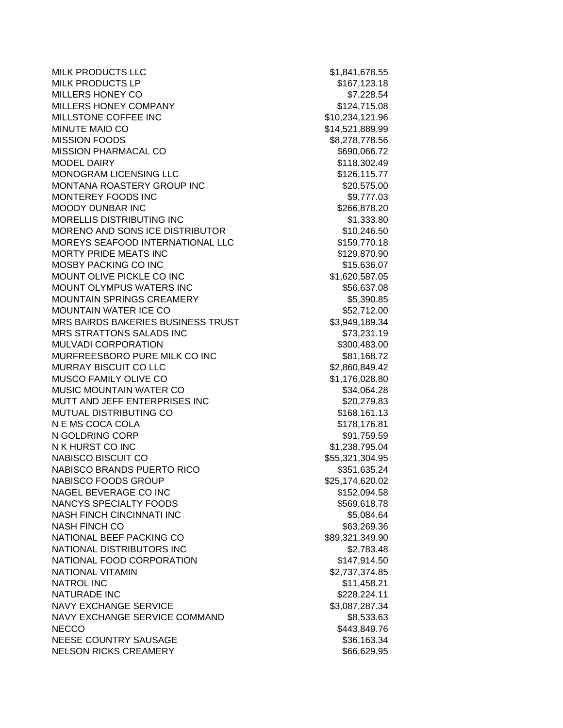| | |
|---|---|
| MILK PRODUCTS LLC | $1,841,678.55 |
| MILK PRODUCTS LP | $167,123.18 |
| MILLERS HONEY CO | $7,228.54 |
| MILLERS HONEY COMPANY | $124,715.08 |
| MILLSTONE COFFEE INC | $10,234,121.96 |
| MINUTE MAID CO | $14,521,889.99 |
| MISSION FOODS | $8,278,778.56 |
| MISSION PHARMACAL CO | $690,066.72 |
| MODEL DAIRY | $118,302.49 |
| MONOGRAM LICENSING LLC | $126,115.77 |
| MONTANA ROASTERY GROUP INC | $20,575.00 |
| MONTEREY FOODS INC | $9,777.03 |
| MOODY DUNBAR INC | $266,878.20 |
| MORELLIS DISTRIBUTING INC | $1,333.80 |
| MORENO AND SONS ICE DISTRIBUTOR | $10,246.50 |
| MOREYS SEAFOOD INTERNATIONAL LLC | $159,770.18 |
| MORTY PRIDE MEATS INC | $129,870.90 |
| MOSBY PACKING CO INC | $15,636.07 |
| MOUNT OLIVE PICKLE CO INC | $1,620,587.05 |
| MOUNT OLYMPUS WATERS INC | $56,637.08 |
| MOUNTAIN SPRINGS CREAMERY | $5,390.85 |
| MOUNTAIN WATER ICE CO | $52,712.00 |
| MRS BAIRDS BAKERIES BUSINESS TRUST | $3,949,189.34 |
| MRS STRATTONS SALADS INC | $73,231.19 |
| MULVADI CORPORATION | $300,483.00 |
| MURFREESBORO PURE MILK CO INC | $81,168.72 |
| MURRAY BISCUIT CO LLC | $2,860,849.42 |
| MUSCO FAMILY OLIVE CO | $1,176,028.80 |
| MUSIC MOUNTAIN WATER CO | $34,064.28 |
| MUTT AND JEFF ENTERPRISES INC | $20,279.83 |
| MUTUAL DISTRIBUTING CO | $168,161.13 |
| N E MS COCA COLA | $178,176.81 |
| N GOLDRING CORP | $91,759.59 |
| N K HURST CO INC | $1,238,795.04 |
| NABISCO BISCUIT CO | $55,321,304.95 |
| NABISCO BRANDS PUERTO RICO | $351,635.24 |
| NABISCO FOODS GROUP | $25,174,620.02 |
| NAGEL BEVERAGE CO INC | $152,094.58 |
| NANCYS SPECIALTY FOODS | $569,618.78 |
| NASH FINCH CINCINNATI INC | $5,084.64 |
| NASH FINCH CO | $63,269.36 |
| NATIONAL BEEF PACKING CO | $89,321,349.90 |
| NATIONAL DISTRIBUTORS INC | $2,783.48 |
| NATIONAL FOOD CORPORATION | $147,914.50 |
| NATIONAL VITAMIN | $2,737,374.85 |
| NATROL INC | $11,458.21 |
| NATURADE INC | $228,224.11 |
| NAVY EXCHANGE SERVICE | $3,087,287.34 |
| NAVY EXCHANGE SERVICE COMMAND | $8,533.63 |
| NECCO | $443,849.76 |
| NEESE COUNTRY SAUSAGE | $36,163.34 |
| NELSON RICKS CREAMERY | $66,629.95 |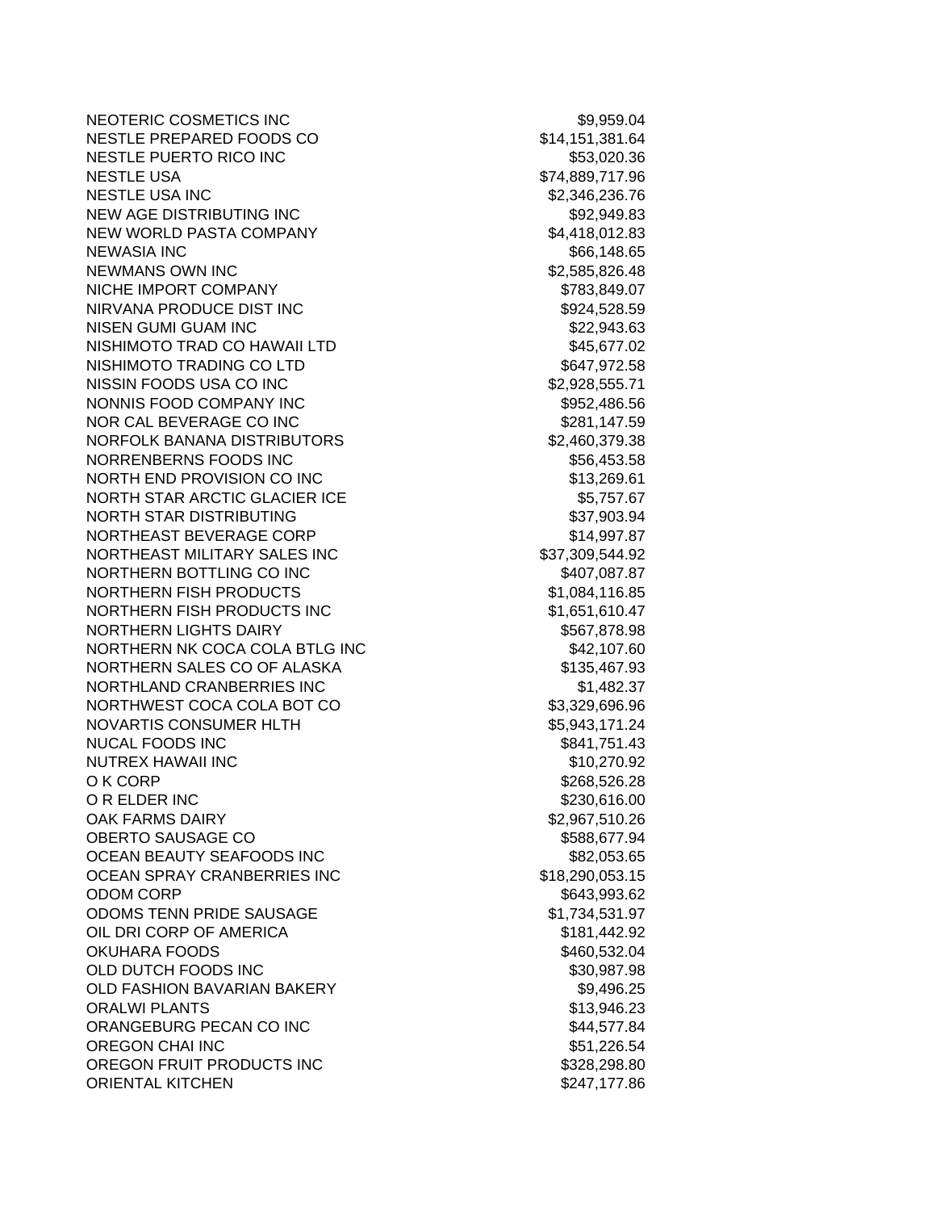| | |
|---|---|
| NEOTERIC COSMETICS INC | $9,959.04 |
| NESTLE PREPARED FOODS CO | $14,151,381.64 |
| NESTLE PUERTO RICO INC | $53,020.36 |
| NESTLE USA | $74,889,717.96 |
| NESTLE USA INC | $2,346,236.76 |
| NEW AGE DISTRIBUTING INC | $92,949.83 |
| NEW WORLD PASTA COMPANY | $4,418,012.83 |
| NEWASIA INC | $66,148.65 |
| NEWMANS OWN INC | $2,585,826.48 |
| NICHE IMPORT COMPANY | $783,849.07 |
| NIRVANA PRODUCE DIST INC | $924,528.59 |
| NISEN GUMI GUAM INC | $22,943.63 |
| NISHIMOTO TRAD CO HAWAII LTD | $45,677.02 |
| NISHIMOTO TRADING CO LTD | $647,972.58 |
| NISSIN FOODS USA CO INC | $2,928,555.71 |
| NONNIS FOOD COMPANY INC | $952,486.56 |
| NOR CAL BEVERAGE CO INC | $281,147.59 |
| NORFOLK BANANA DISTRIBUTORS | $2,460,379.38 |
| NORRENBERNS FOODS INC | $56,453.58 |
| NORTH END PROVISION CO INC | $13,269.61 |
| NORTH STAR ARCTIC GLACIER ICE | $5,757.67 |
| NORTH STAR DISTRIBUTING | $37,903.94 |
| NORTHEAST BEVERAGE CORP | $14,997.87 |
| NORTHEAST MILITARY SALES INC | $37,309,544.92 |
| NORTHERN BOTTLING CO INC | $407,087.87 |
| NORTHERN FISH PRODUCTS | $1,084,116.85 |
| NORTHERN FISH PRODUCTS INC | $1,651,610.47 |
| NORTHERN LIGHTS DAIRY | $567,878.98 |
| NORTHERN NK COCA COLA BTLG INC | $42,107.60 |
| NORTHERN SALES CO OF ALASKA | $135,467.93 |
| NORTHLAND CRANBERRIES INC | $1,482.37 |
| NORTHWEST COCA COLA BOT CO | $3,329,696.96 |
| NOVARTIS CONSUMER HLTH | $5,943,171.24 |
| NUCAL FOODS INC | $841,751.43 |
| NUTREX HAWAII INC | $10,270.92 |
| O K CORP | $268,526.28 |
| O R ELDER INC | $230,616.00 |
| OAK FARMS DAIRY | $2,967,510.26 |
| OBERTO SAUSAGE CO | $588,677.94 |
| OCEAN BEAUTY SEAFOODS INC | $82,053.65 |
| OCEAN SPRAY CRANBERRIES INC | $18,290,053.15 |
| ODOM CORP | $643,993.62 |
| ODOMS TENN PRIDE SAUSAGE | $1,734,531.97 |
| OIL DRI CORP OF AMERICA | $181,442.92 |
| OKUHARA FOODS | $460,532.04 |
| OLD DUTCH FOODS INC | $30,987.98 |
| OLD FASHION BAVARIAN BAKERY | $9,496.25 |
| ORALWI PLANTS | $13,946.23 |
| ORANGEBURG PECAN CO INC | $44,577.84 |
| OREGON CHAI INC | $51,226.54 |
| OREGON FRUIT PRODUCTS INC | $328,298.80 |
| ORIENTAL KITCHEN | $247,177.86 |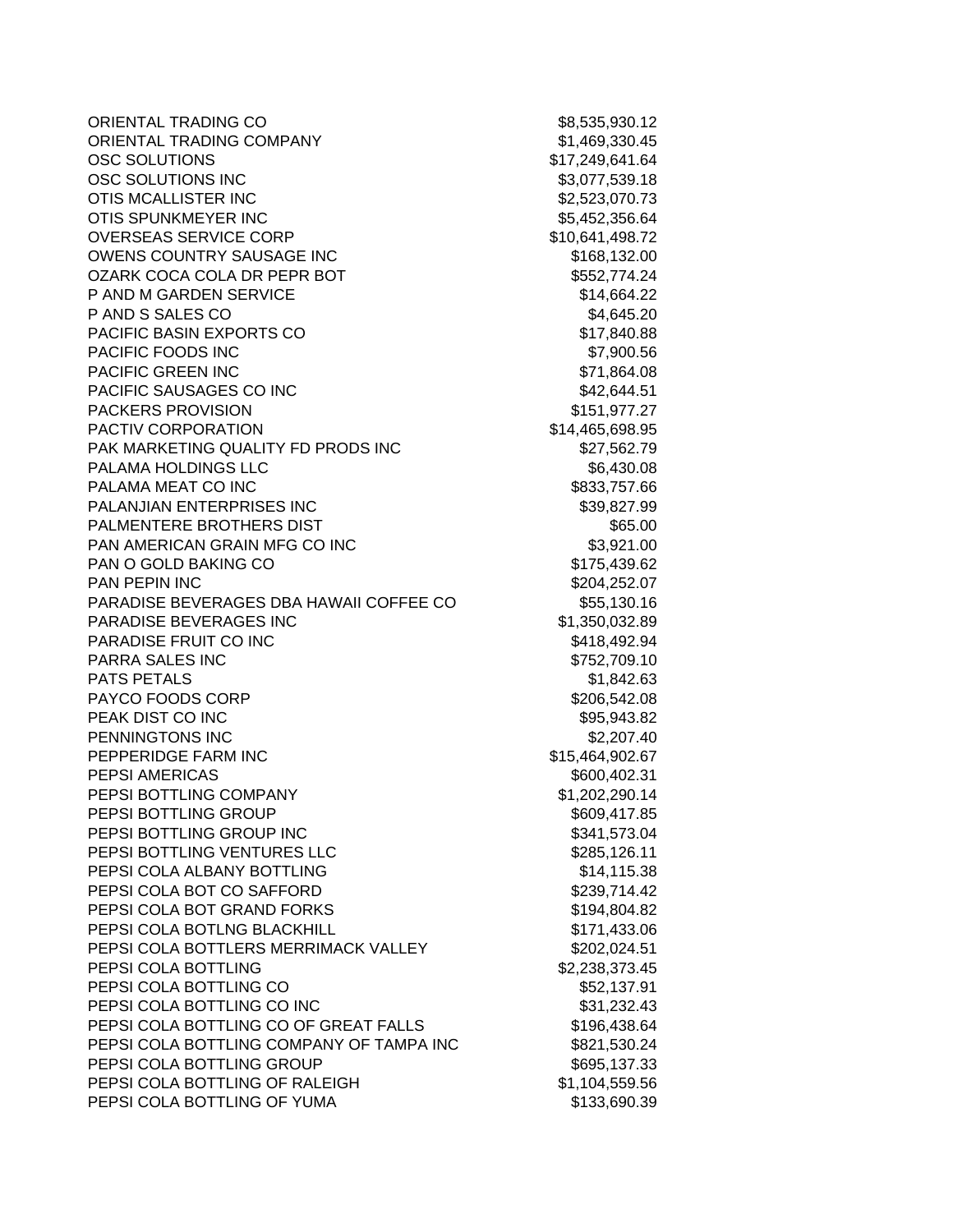| | |
|---|---|
| ORIENTAL TRADING CO | $8,535,930.12 |
| ORIENTAL TRADING COMPANY | $1,469,330.45 |
| OSC SOLUTIONS | $17,249,641.64 |
| OSC SOLUTIONS INC | $3,077,539.18 |
| OTIS MCALLISTER INC | $2,523,070.73 |
| OTIS SPUNKMEYER INC | $5,452,356.64 |
| OVERSEAS SERVICE CORP | $10,641,498.72 |
| OWENS COUNTRY SAUSAGE INC | $168,132.00 |
| OZARK COCA COLA DR PEPR BOT | $552,774.24 |
| P AND M GARDEN SERVICE | $14,664.22 |
| P AND S SALES CO | $4,645.20 |
| PACIFIC BASIN EXPORTS CO | $17,840.88 |
| PACIFIC FOODS INC | $7,900.56 |
| PACIFIC GREEN INC | $71,864.08 |
| PACIFIC SAUSAGES CO INC | $42,644.51 |
| PACKERS PROVISION | $151,977.27 |
| PACTIV CORPORATION | $14,465,698.95 |
| PAK MARKETING QUALITY FD PRODS INC | $27,562.79 |
| PALAMA HOLDINGS LLC | $6,430.08 |
| PALAMA MEAT CO INC | $833,757.66 |
| PALANJIAN ENTERPRISES INC | $39,827.99 |
| PALMENTERE BROTHERS DIST | $65.00 |
| PAN AMERICAN GRAIN MFG CO INC | $3,921.00 |
| PAN O GOLD BAKING CO | $175,439.62 |
| PAN PEPIN INC | $204,252.07 |
| PARADISE BEVERAGES DBA HAWAII COFFEE CO | $55,130.16 |
| PARADISE BEVERAGES INC | $1,350,032.89 |
| PARADISE FRUIT CO INC | $418,492.94 |
| PARRA SALES INC | $752,709.10 |
| PATS PETALS | $1,842.63 |
| PAYCO FOODS CORP | $206,542.08 |
| PEAK DIST CO INC | $95,943.82 |
| PENNINGTONS INC | $2,207.40 |
| PEPPERIDGE FARM INC | $15,464,902.67 |
| PEPSI AMERICAS | $600,402.31 |
| PEPSI BOTTLING COMPANY | $1,202,290.14 |
| PEPSI BOTTLING GROUP | $609,417.85 |
| PEPSI BOTTLING GROUP INC | $341,573.04 |
| PEPSI BOTTLING VENTURES LLC | $285,126.11 |
| PEPSI COLA ALBANY BOTTLING | $14,115.38 |
| PEPSI COLA BOT CO SAFFORD | $239,714.42 |
| PEPSI COLA BOT GRAND FORKS | $194,804.82 |
| PEPSI COLA BOTLNG BLACKHILL | $171,433.06 |
| PEPSI COLA BOTTLERS MERRIMACK VALLEY | $202,024.51 |
| PEPSI COLA BOTTLING | $2,238,373.45 |
| PEPSI COLA BOTTLING CO | $52,137.91 |
| PEPSI COLA BOTTLING CO INC | $31,232.43 |
| PEPSI COLA BOTTLING CO OF GREAT FALLS | $196,438.64 |
| PEPSI COLA BOTTLING COMPANY OF TAMPA INC | $821,530.24 |
| PEPSI COLA BOTTLING GROUP | $695,137.33 |
| PEPSI COLA BOTTLING OF RALEIGH | $1,104,559.56 |
| PEPSI COLA BOTTLING OF YUMA | $133,690.39 |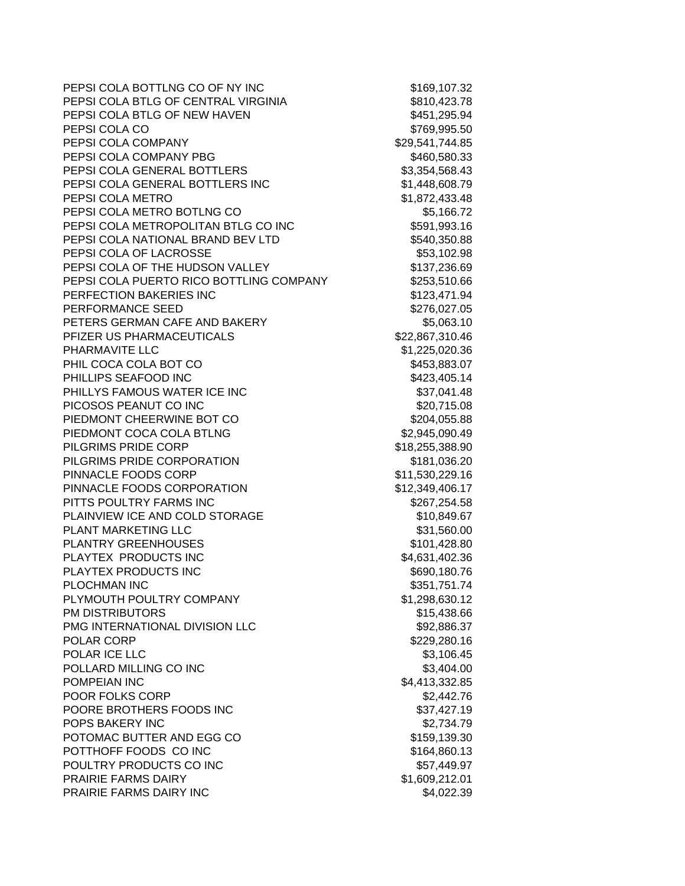| | |
|---|---|
| PEPSI COLA BOTTLNG CO OF NY INC | $169,107.32 |
| PEPSI COLA BTLG OF CENTRAL VIRGINIA | $810,423.78 |
| PEPSI COLA BTLG OF NEW HAVEN | $451,295.94 |
| PEPSI COLA CO | $769,995.50 |
| PEPSI COLA COMPANY | $29,541,744.85 |
| PEPSI COLA COMPANY PBG | $460,580.33 |
| PEPSI COLA GENERAL BOTTLERS | $3,354,568.43 |
| PEPSI COLA GENERAL BOTTLERS INC | $1,448,608.79 |
| PEPSI COLA METRO | $1,872,433.48 |
| PEPSI COLA METRO BOTLNG CO | $5,166.72 |
| PEPSI COLA METROPOLITAN BTLG CO INC | $591,993.16 |
| PEPSI COLA NATIONAL BRAND BEV LTD | $540,350.88 |
| PEPSI COLA OF LACROSSE | $53,102.98 |
| PEPSI COLA OF THE HUDSON VALLEY | $137,236.69 |
| PEPSI COLA PUERTO RICO BOTTLING COMPANY | $253,510.66 |
| PERFECTION BAKERIES INC | $123,471.94 |
| PERFORMANCE SEED | $276,027.05 |
| PETERS GERMAN CAFE AND BAKERY | $5,063.10 |
| PFIZER US PHARMACEUTICALS | $22,867,310.46 |
| PHARMAVITE LLC | $1,225,020.36 |
| PHIL COCA COLA BOT CO | $453,883.07 |
| PHILLIPS SEAFOOD INC | $423,405.14 |
| PHILLYS FAMOUS WATER ICE INC | $37,041.48 |
| PICOSOS PEANUT CO INC | $20,715.08 |
| PIEDMONT CHEERWINE BOT CO | $204,055.88 |
| PIEDMONT COCA COLA BTLNG | $2,945,090.49 |
| PILGRIMS PRIDE CORP | $18,255,388.90 |
| PILGRIMS PRIDE CORPORATION | $181,036.20 |
| PINNACLE FOODS CORP | $11,530,229.16 |
| PINNACLE FOODS CORPORATION | $12,349,406.17 |
| PITTS POULTRY FARMS INC | $267,254.58 |
| PLAINVIEW ICE AND COLD STORAGE | $10,849.67 |
| PLANT MARKETING LLC | $31,560.00 |
| PLANTRY GREENHOUSES | $101,428.80 |
| PLAYTEX PRODUCTS INC | $4,631,402.36 |
| PLAYTEX PRODUCTS INC | $690,180.76 |
| PLOCHMAN INC | $351,751.74 |
| PLYMOUTH POULTRY COMPANY | $1,298,630.12 |
| PM DISTRIBUTORS | $15,438.66 |
| PMG INTERNATIONAL DIVISION LLC | $92,886.37 |
| POLAR CORP | $229,280.16 |
| POLAR ICE LLC | $3,106.45 |
| POLLARD MILLING CO INC | $3,404.00 |
| POMPEIAN INC | $4,413,332.85 |
| POOR FOLKS CORP | $2,442.76 |
| POORE BROTHERS FOODS INC | $37,427.19 |
| POPS BAKERY INC | $2,734.79 |
| POTOMAC BUTTER AND EGG CO | $159,139.30 |
| POTTHOFF FOODS CO INC | $164,860.13 |
| POULTRY PRODUCTS CO INC | $57,449.97 |
| PRAIRIE FARMS DAIRY | $1,609,212.01 |
| PRAIRIE FARMS DAIRY INC | $4,022.39 |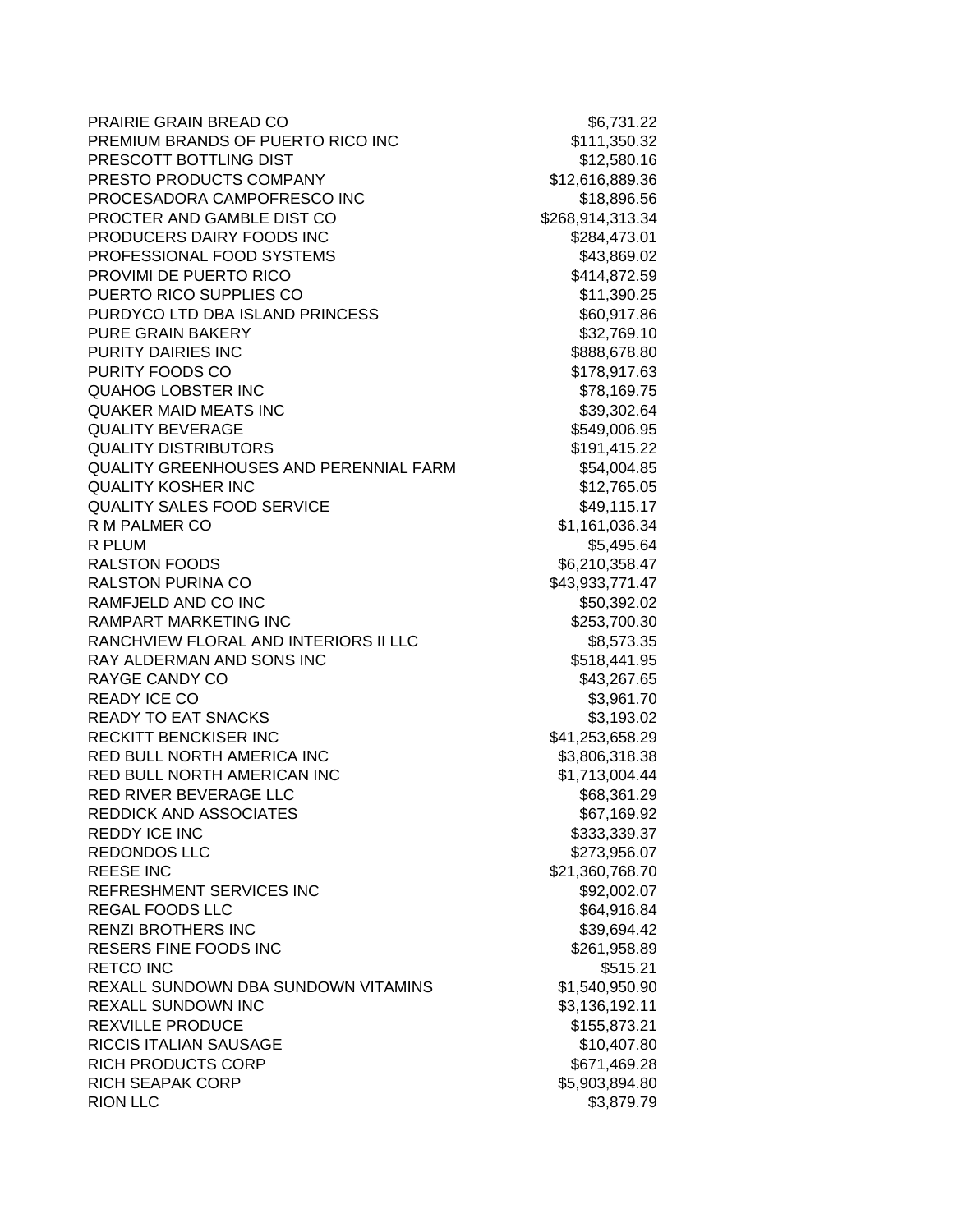| | |
|---|---|
| PRAIRIE GRAIN BREAD CO | $6,731.22 |
| PREMIUM BRANDS OF PUERTO RICO INC | $111,350.32 |
| PRESCOTT BOTTLING DIST | $12,580.16 |
| PRESTO PRODUCTS COMPANY | $12,616,889.36 |
| PROCESADORA CAMPOFRESCO INC | $18,896.56 |
| PROCTER AND GAMBLE DIST CO | $268,914,313.34 |
| PRODUCERS DAIRY FOODS INC | $284,473.01 |
| PROFESSIONAL FOOD SYSTEMS | $43,869.02 |
| PROVIMI DE PUERTO RICO | $414,872.59 |
| PUERTO RICO SUPPLIES CO | $11,390.25 |
| PURDYCO LTD DBA ISLAND PRINCESS | $60,917.86 |
| PURE GRAIN BAKERY | $32,769.10 |
| PURITY DAIRIES INC | $888,678.80 |
| PURITY FOODS CO | $178,917.63 |
| QUAHOG LOBSTER INC | $78,169.75 |
| QUAKER MAID MEATS INC | $39,302.64 |
| QUALITY BEVERAGE | $549,006.95 |
| QUALITY DISTRIBUTORS | $191,415.22 |
| QUALITY GREENHOUSES AND PERENNIAL FARM | $54,004.85 |
| QUALITY KOSHER INC | $12,765.05 |
| QUALITY SALES FOOD SERVICE | $49,115.17 |
| R M PALMER CO | $1,161,036.34 |
| R PLUM | $5,495.64 |
| RALSTON FOODS | $6,210,358.47 |
| RALSTON PURINA CO | $43,933,771.47 |
| RAMFJELD AND CO INC | $50,392.02 |
| RAMPART MARKETING INC | $253,700.30 |
| RANCHVIEW FLORAL AND INTERIORS II LLC | $8,573.35 |
| RAY ALDERMAN AND SONS INC | $518,441.95 |
| RAYGE CANDY CO | $43,267.65 |
| READY ICE CO | $3,961.70 |
| READY TO EAT SNACKS | $3,193.02 |
| RECKITT BENCKISER INC | $41,253,658.29 |
| RED BULL NORTH AMERICA INC | $3,806,318.38 |
| RED BULL NORTH AMERICAN INC | $1,713,004.44 |
| RED RIVER BEVERAGE LLC | $68,361.29 |
| REDDICK AND ASSOCIATES | $67,169.92 |
| REDDY ICE INC | $333,339.37 |
| REDONDOS LLC | $273,956.07 |
| REESE INC | $21,360,768.70 |
| REFRESHMENT SERVICES INC | $92,002.07 |
| REGAL FOODS LLC | $64,916.84 |
| RENZI BROTHERS INC | $39,694.42 |
| RESERS FINE FOODS INC | $261,958.89 |
| RETCO INC | $515.21 |
| REXALL SUNDOWN DBA SUNDOWN VITAMINS | $1,540,950.90 |
| REXALL SUNDOWN INC | $3,136,192.11 |
| REXVILLE PRODUCE | $155,873.21 |
| RICCIS ITALIAN SAUSAGE | $10,407.80 |
| RICH PRODUCTS CORP | $671,469.28 |
| RICH SEAPAK CORP | $5,903,894.80 |
| RION LLC | $3,879.79 |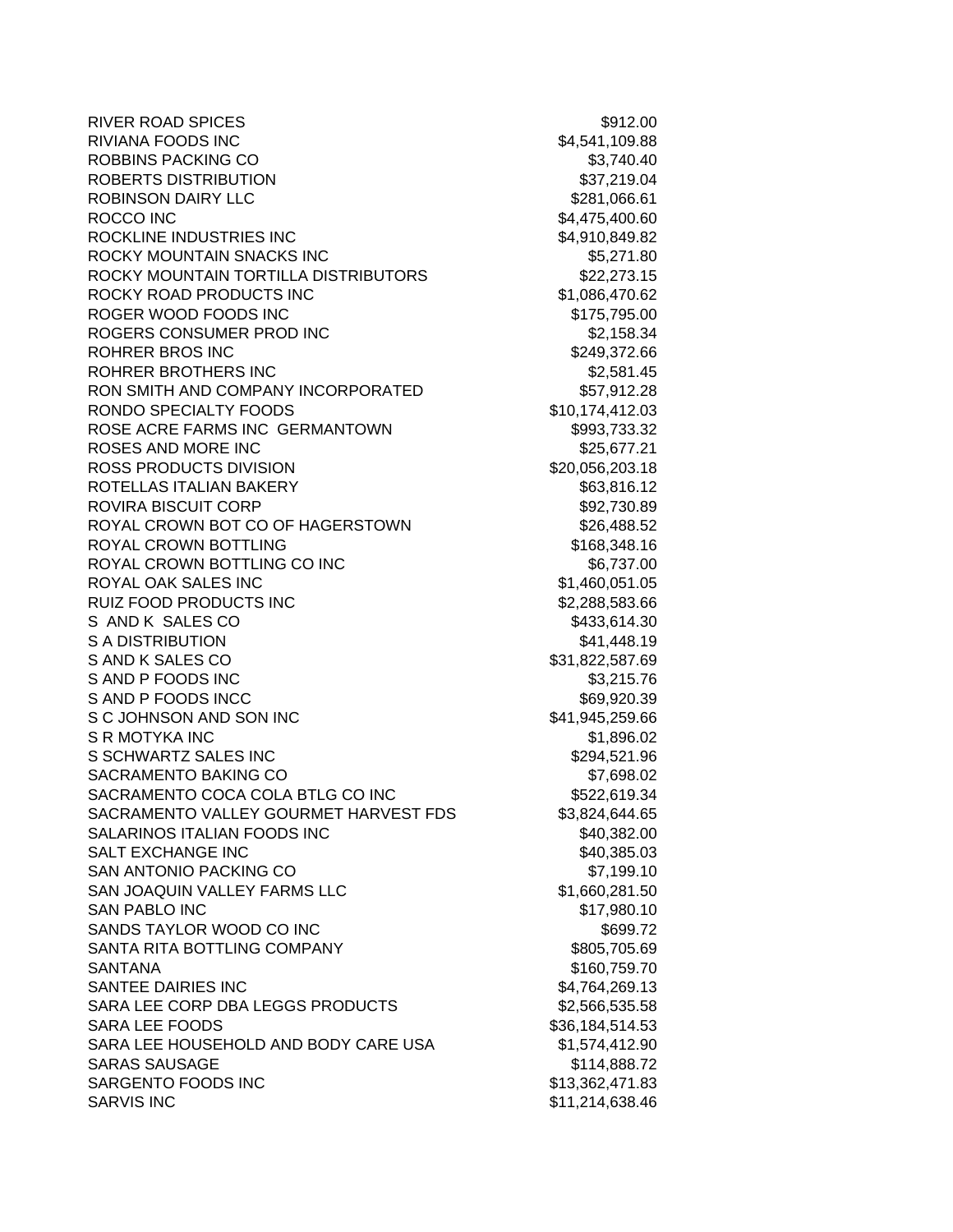| | |
|---|---|
| RIVER ROAD SPICES | $912.00 |
| RIVIANA FOODS INC | $4,541,109.88 |
| ROBBINS PACKING CO | $3,740.40 |
| ROBERTS DISTRIBUTION | $37,219.04 |
| ROBINSON DAIRY LLC | $281,066.61 |
| ROCCO INC | $4,475,400.60 |
| ROCKLINE INDUSTRIES INC | $4,910,849.82 |
| ROCKY MOUNTAIN SNACKS INC | $5,271.80 |
| ROCKY MOUNTAIN TORTILLA DISTRIBUTORS | $22,273.15 |
| ROCKY ROAD PRODUCTS INC | $1,086,470.62 |
| ROGER WOOD FOODS INC | $175,795.00 |
| ROGERS CONSUMER PROD INC | $2,158.34 |
| ROHRER BROS INC | $249,372.66 |
| ROHRER BROTHERS INC | $2,581.45 |
| RON SMITH AND COMPANY INCORPORATED | $57,912.28 |
| RONDO SPECIALTY FOODS | $10,174,412.03 |
| ROSE ACRE FARMS INC GERMANTOWN | $993,733.32 |
| ROSES AND MORE INC | $25,677.21 |
| ROSS PRODUCTS DIVISION | $20,056,203.18 |
| ROTELLAS ITALIAN BAKERY | $63,816.12 |
| ROVIRA BISCUIT CORP | $92,730.89 |
| ROYAL CROWN BOT CO OF HAGERSTOWN | $26,488.52 |
| ROYAL CROWN BOTTLING | $168,348.16 |
| ROYAL CROWN BOTTLING CO INC | $6,737.00 |
| ROYAL OAK SALES INC | $1,460,051.05 |
| RUIZ FOOD PRODUCTS INC | $2,288,583.66 |
| S AND K SALES CO | $433,614.30 |
| S A DISTRIBUTION | $41,448.19 |
| S AND K SALES CO | $31,822,587.69 |
| S AND P FOODS INC | $3,215.76 |
| S AND P FOODS INCC | $69,920.39 |
| S C JOHNSON AND SON INC | $41,945,259.66 |
| S R MOTYKA INC | $1,896.02 |
| S SCHWARTZ SALES INC | $294,521.96 |
| SACRAMENTO BAKING CO | $7,698.02 |
| SACRAMENTO COCA COLA BTLG CO INC | $522,619.34 |
| SACRAMENTO VALLEY GOURMET HARVEST FDS | $3,824,644.65 |
| SALARINOS ITALIAN FOODS INC | $40,382.00 |
| SALT EXCHANGE INC | $40,385.03 |
| SAN ANTONIO PACKING CO | $7,199.10 |
| SAN JOAQUIN VALLEY FARMS LLC | $1,660,281.50 |
| SAN PABLO INC | $17,980.10 |
| SANDS TAYLOR WOOD CO INC | $699.72 |
| SANTA RITA BOTTLING COMPANY | $805,705.69 |
| SANTANA | $160,759.70 |
| SANTEE DAIRIES INC | $4,764,269.13 |
| SARA LEE CORP DBA LEGGS PRODUCTS | $2,566,535.58 |
| SARA LEE FOODS | $36,184,514.53 |
| SARA LEE HOUSEHOLD AND BODY CARE USA | $1,574,412.90 |
| SARAS SAUSAGE | $114,888.72 |
| SARGENTO FOODS INC | $13,362,471.83 |
| SARVIS INC | $11,214,638.46 |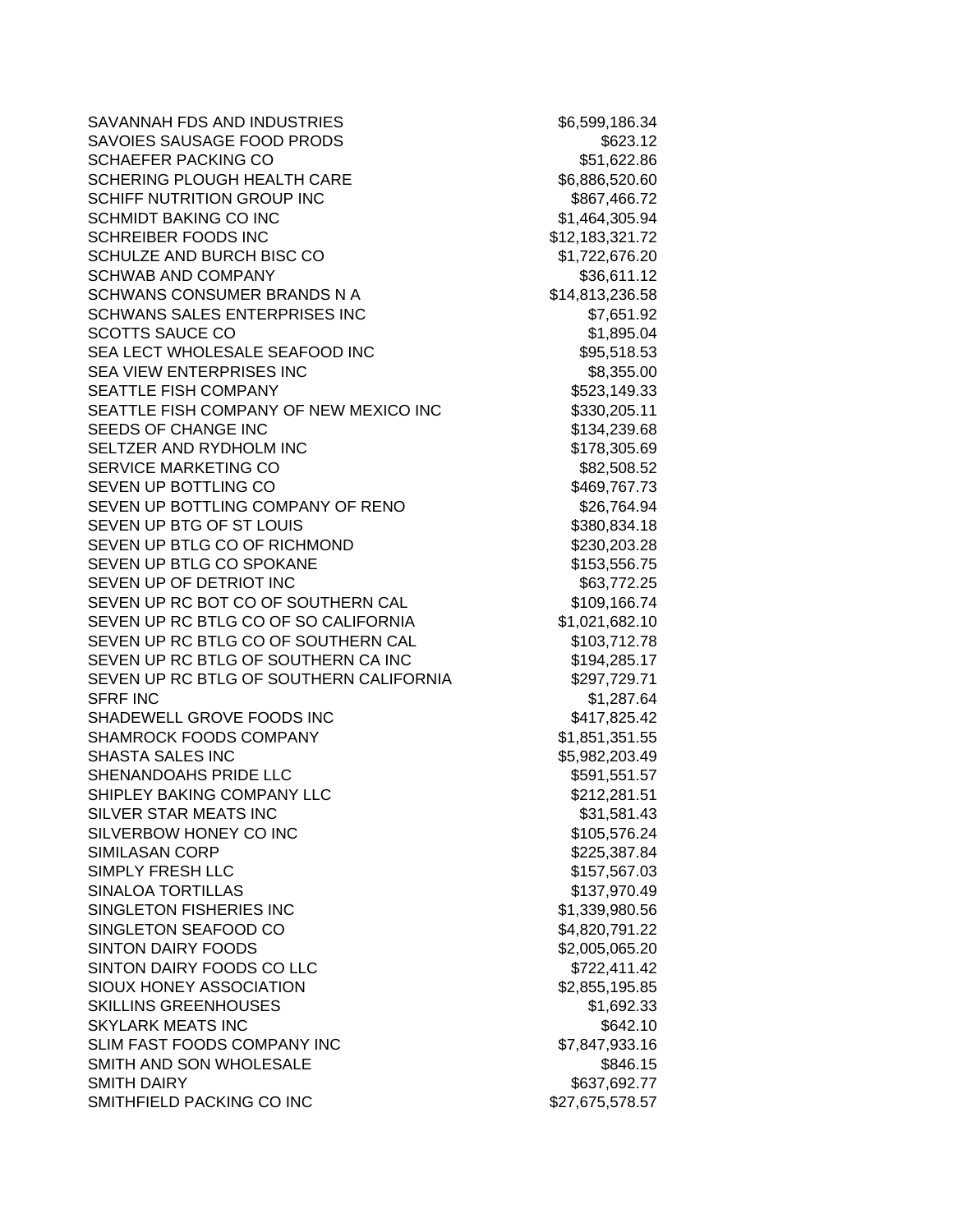| | |
|---|---|
| SAVANNAH FDS AND INDUSTRIES | $6,599,186.34 |
| SAVOIES SAUSAGE FOOD PRODS | $623.12 |
| SCHAEFER PACKING CO | $51,622.86 |
| SCHERING PLOUGH HEALTH CARE | $6,886,520.60 |
| SCHIFF NUTRITION GROUP INC | $867,466.72 |
| SCHMIDT BAKING CO INC | $1,464,305.94 |
| SCHREIBER FOODS INC | $12,183,321.72 |
| SCHULZE AND BURCH BISC CO | $1,722,676.20 |
| SCHWAB AND COMPANY | $36,611.12 |
| SCHWANS CONSUMER BRANDS N A | $14,813,236.58 |
| SCHWANS SALES ENTERPRISES INC | $7,651.92 |
| SCOTTS SAUCE CO | $1,895.04 |
| SEA LECT WHOLESALE SEAFOOD INC | $95,518.53 |
| SEA VIEW ENTERPRISES INC | $8,355.00 |
| SEATTLE FISH COMPANY | $523,149.33 |
| SEATTLE FISH COMPANY OF NEW MEXICO INC | $330,205.11 |
| SEEDS OF CHANGE INC | $134,239.68 |
| SELTZER AND RYDHOLM INC | $178,305.69 |
| SERVICE MARKETING CO | $82,508.52 |
| SEVEN UP BOTTLING CO | $469,767.73 |
| SEVEN UP BOTTLING COMPANY OF RENO | $26,764.94 |
| SEVEN UP BTG OF ST LOUIS | $380,834.18 |
| SEVEN UP BTLG CO OF RICHMOND | $230,203.28 |
| SEVEN UP BTLG CO SPOKANE | $153,556.75 |
| SEVEN UP OF DETRIOT INC | $63,772.25 |
| SEVEN UP RC BOT CO OF SOUTHERN CAL | $109,166.74 |
| SEVEN UP RC BTLG CO OF SO CALIFORNIA | $1,021,682.10 |
| SEVEN UP RC BTLG CO OF SOUTHERN CAL | $103,712.78 |
| SEVEN UP RC BTLG OF SOUTHERN CA INC | $194,285.17 |
| SEVEN UP RC BTLG OF SOUTHERN CALIFORNIA | $297,729.71 |
| SFRF INC | $1,287.64 |
| SHADEWELL GROVE FOODS INC | $417,825.42 |
| SHAMROCK FOODS COMPANY | $1,851,351.55 |
| SHASTA SALES INC | $5,982,203.49 |
| SHENANDOAHS PRIDE LLC | $591,551.57 |
| SHIPLEY BAKING COMPANY LLC | $212,281.51 |
| SILVER STAR MEATS INC | $31,581.43 |
| SILVERBOW HONEY CO INC | $105,576.24 |
| SIMILASAN CORP | $225,387.84 |
| SIMPLY FRESH LLC | $157,567.03 |
| SINALOA TORTILLAS | $137,970.49 |
| SINGLETON FISHERIES INC | $1,339,980.56 |
| SINGLETON SEAFOOD CO | $4,820,791.22 |
| SINTON DAIRY FOODS | $2,005,065.20 |
| SINTON DAIRY FOODS CO LLC | $722,411.42 |
| SIOUX HONEY ASSOCIATION | $2,855,195.85 |
| SKILLINS GREENHOUSES | $1,692.33 |
| SKYLARK MEATS INC | $642.10 |
| SLIM FAST FOODS COMPANY INC | $7,847,933.16 |
| SMITH AND SON WHOLESALE | $846.15 |
| SMITH DAIRY | $637,692.77 |
| SMITHFIELD PACKING CO INC | $27,675,578.57 |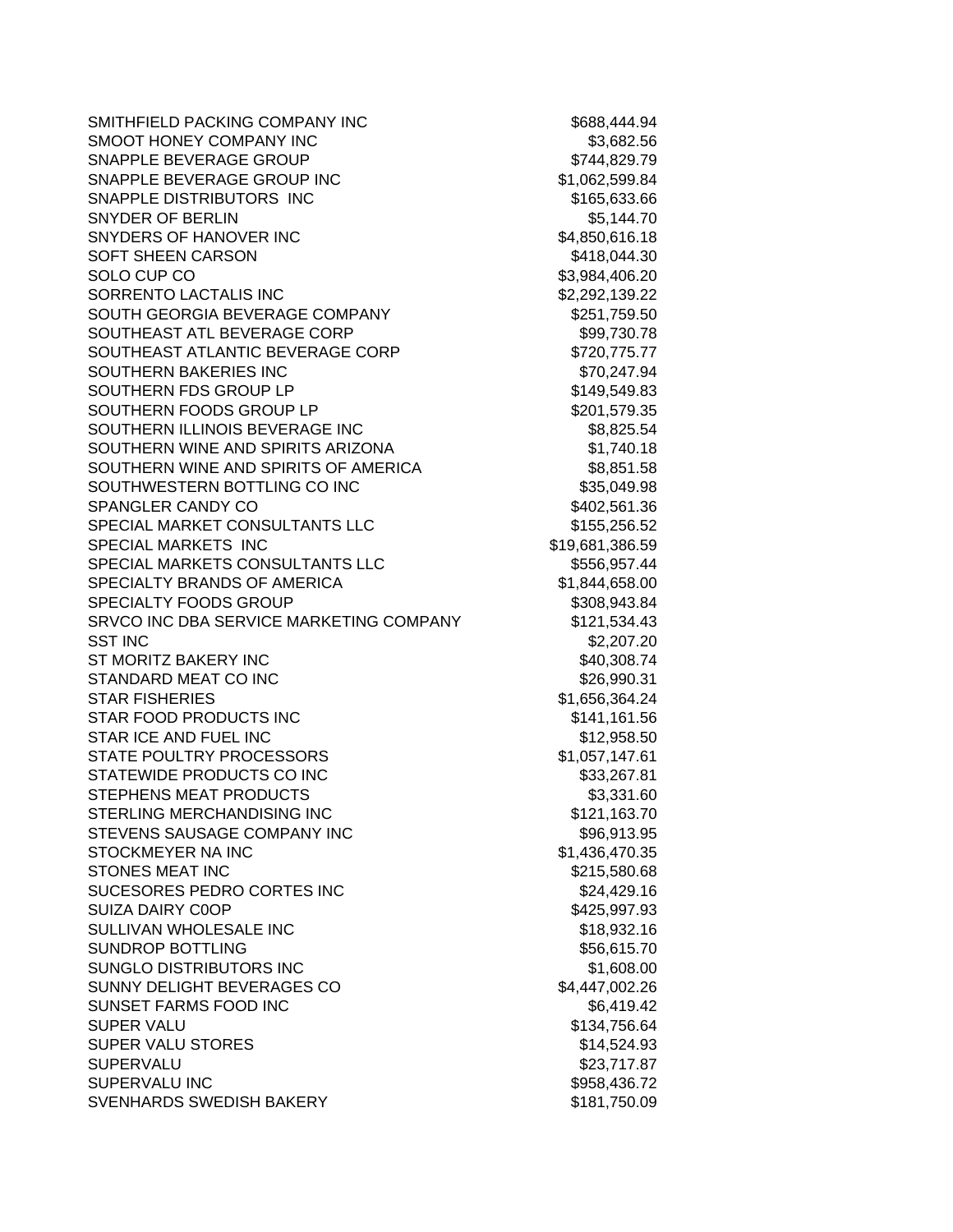| | |
|---|---|
| SMITHFIELD PACKING COMPANY INC | $688,444.94 |
| SMOOT HONEY COMPANY INC | $3,682.56 |
| SNAPPLE BEVERAGE GROUP | $744,829.79 |
| SNAPPLE BEVERAGE GROUP INC | $1,062,599.84 |
| SNAPPLE DISTRIBUTORS INC | $165,633.66 |
| SNYDER OF BERLIN | $5,144.70 |
| SNYDERS OF HANOVER INC | $4,850,616.18 |
| SOFT SHEEN CARSON | $418,044.30 |
| SOLO CUP CO | $3,984,406.20 |
| SORRENTO LACTALIS INC | $2,292,139.22 |
| SOUTH GEORGIA BEVERAGE COMPANY | $251,759.50 |
| SOUTHEAST ATL BEVERAGE CORP | $99,730.78 |
| SOUTHEAST ATLANTIC BEVERAGE CORP | $720,775.77 |
| SOUTHERN BAKERIES INC | $70,247.94 |
| SOUTHERN FDS GROUP LP | $149,549.83 |
| SOUTHERN FOODS GROUP LP | $201,579.35 |
| SOUTHERN ILLINOIS BEVERAGE INC | $8,825.54 |
| SOUTHERN WINE AND SPIRITS ARIZONA | $1,740.18 |
| SOUTHERN WINE AND SPIRITS OF AMERICA | $8,851.58 |
| SOUTHWESTERN BOTTLING CO INC | $35,049.98 |
| SPANGLER CANDY CO | $402,561.36 |
| SPECIAL MARKET CONSULTANTS LLC | $155,256.52 |
| SPECIAL MARKETS INC | $19,681,386.59 |
| SPECIAL MARKETS CONSULTANTS LLC | $556,957.44 |
| SPECIALTY BRANDS OF AMERICA | $1,844,658.00 |
| SPECIALTY FOODS GROUP | $308,943.84 |
| SRVCO INC DBA SERVICE MARKETING COMPANY | $121,534.43 |
| SST INC | $2,207.20 |
| ST MORITZ BAKERY INC | $40,308.74 |
| STANDARD MEAT CO INC | $26,990.31 |
| STAR FISHERIES | $1,656,364.24 |
| STAR FOOD PRODUCTS INC | $141,161.56 |
| STAR ICE AND FUEL INC | $12,958.50 |
| STATE POULTRY PROCESSORS | $1,057,147.61 |
| STATEWIDE PRODUCTS CO INC | $33,267.81 |
| STEPHENS MEAT PRODUCTS | $3,331.60 |
| STERLING MERCHANDISING INC | $121,163.70 |
| STEVENS SAUSAGE COMPANY INC | $96,913.95 |
| STOCKMEYER NA INC | $1,436,470.35 |
| STONES MEAT INC | $215,580.68 |
| SUCESORES PEDRO CORTES INC | $24,429.16 |
| SUIZA DAIRY C0OP | $425,997.93 |
| SULLIVAN WHOLESALE INC | $18,932.16 |
| SUNDROP BOTTLING | $56,615.70 |
| SUNGLO DISTRIBUTORS INC | $1,608.00 |
| SUNNY DELIGHT BEVERAGES CO | $4,447,002.26 |
| SUNSET FARMS FOOD INC | $6,419.42 |
| SUPER VALU | $134,756.64 |
| SUPER VALU STORES | $14,524.93 |
| SUPERVALU | $23,717.87 |
| SUPERVALU INC | $958,436.72 |
| SVENHARDS SWEDISH BAKERY | $181,750.09 |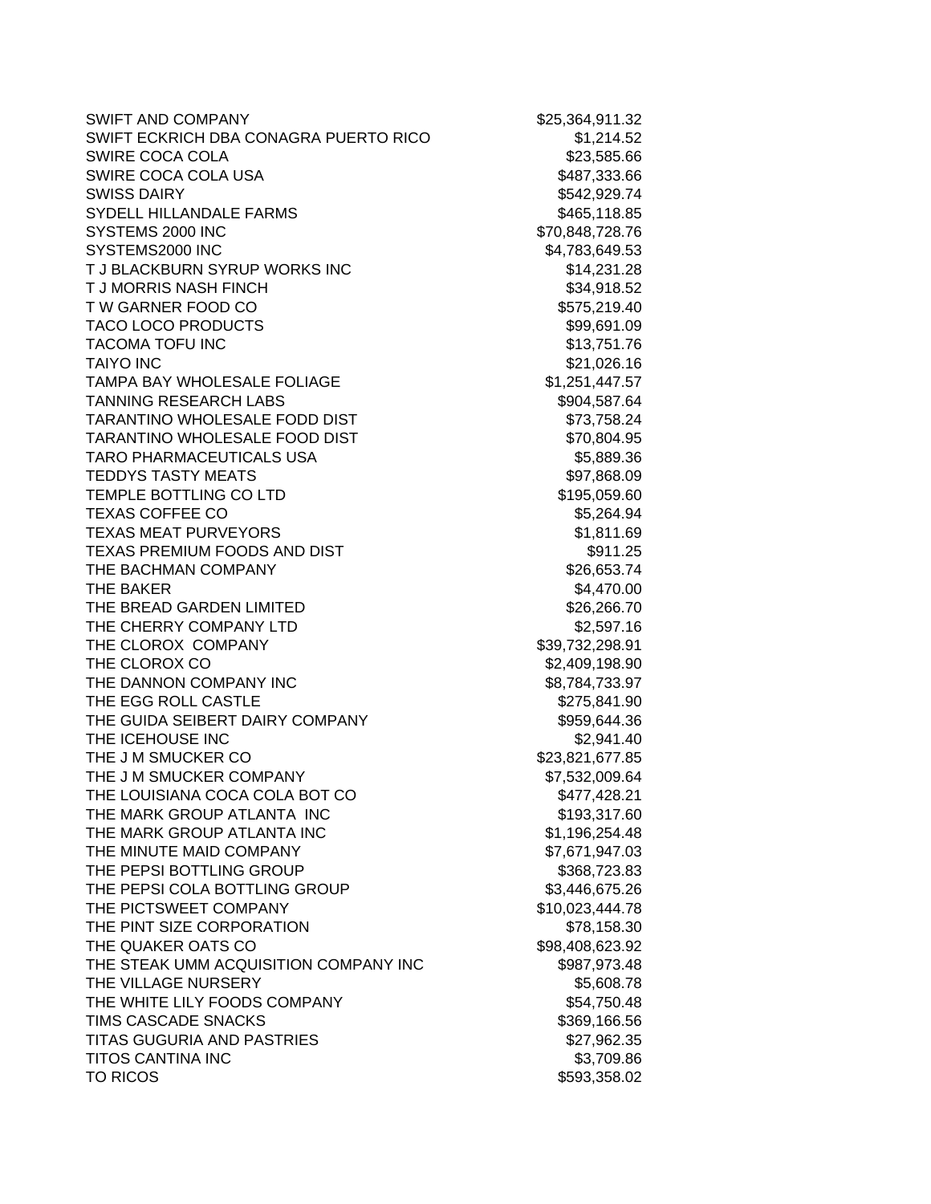| | |
|---|---|
| SWIFT AND COMPANY | $25,364,911.32 |
| SWIFT ECKRICH DBA CONAGRA PUERTO RICO | $1,214.52 |
| SWIRE COCA COLA | $23,585.66 |
| SWIRE COCA COLA USA | $487,333.66 |
| SWISS DAIRY | $542,929.74 |
| SYDELL HILLANDALE FARMS | $465,118.85 |
| SYSTEMS 2000 INC | $70,848,728.76 |
| SYSTEMS2000 INC | $4,783,649.53 |
| T J BLACKBURN SYRUP WORKS INC | $14,231.28 |
| T J MORRIS NASH FINCH | $34,918.52 |
| T W GARNER FOOD CO | $575,219.40 |
| TACO LOCO PRODUCTS | $99,691.09 |
| TACOMA TOFU INC | $13,751.76 |
| TAIYO INC | $21,026.16 |
| TAMPA BAY WHOLESALE FOLIAGE | $1,251,447.57 |
| TANNING RESEARCH LABS | $904,587.64 |
| TARANTINO WHOLESALE FODD DIST | $73,758.24 |
| TARANTINO WHOLESALE FOOD DIST | $70,804.95 |
| TARO PHARMACEUTICALS USA | $5,889.36 |
| TEDDYS TASTY MEATS | $97,868.09 |
| TEMPLE BOTTLING CO LTD | $195,059.60 |
| TEXAS COFFEE CO | $5,264.94 |
| TEXAS MEAT PURVEYORS | $1,811.69 |
| TEXAS PREMIUM FOODS AND DIST | $911.25 |
| THE BACHMAN COMPANY | $26,653.74 |
| THE BAKER | $4,470.00 |
| THE BREAD GARDEN LIMITED | $26,266.70 |
| THE CHERRY COMPANY LTD | $2,597.16 |
| THE CLOROX  COMPANY | $39,732,298.91 |
| THE CLOROX CO | $2,409,198.90 |
| THE DANNON COMPANY INC | $8,784,733.97 |
| THE EGG ROLL CASTLE | $275,841.90 |
| THE GUIDA SEIBERT DAIRY COMPANY | $959,644.36 |
| THE ICEHOUSE INC | $2,941.40 |
| THE J M SMUCKER CO | $23,821,677.85 |
| THE J M SMUCKER COMPANY | $7,532,009.64 |
| THE LOUISIANA COCA COLA BOT CO | $477,428.21 |
| THE MARK GROUP ATLANTA  INC | $193,317.60 |
| THE MARK GROUP ATLANTA INC | $1,196,254.48 |
| THE MINUTE MAID COMPANY | $7,671,947.03 |
| THE PEPSI BOTTLING GROUP | $368,723.83 |
| THE PEPSI COLA BOTTLING GROUP | $3,446,675.26 |
| THE PICTSWEET COMPANY | $10,023,444.78 |
| THE PINT SIZE CORPORATION | $78,158.30 |
| THE QUAKER OATS CO | $98,408,623.92 |
| THE STEAK UMM ACQUISITION COMPANY INC | $987,973.48 |
| THE VILLAGE NURSERY | $5,608.78 |
| THE WHITE LILY FOODS COMPANY | $54,750.48 |
| TIMS CASCADE SNACKS | $369,166.56 |
| TITAS GUGURIA AND PASTRIES | $27,962.35 |
| TITOS CANTINA INC | $3,709.86 |
| TO RICOS | $593,358.02 |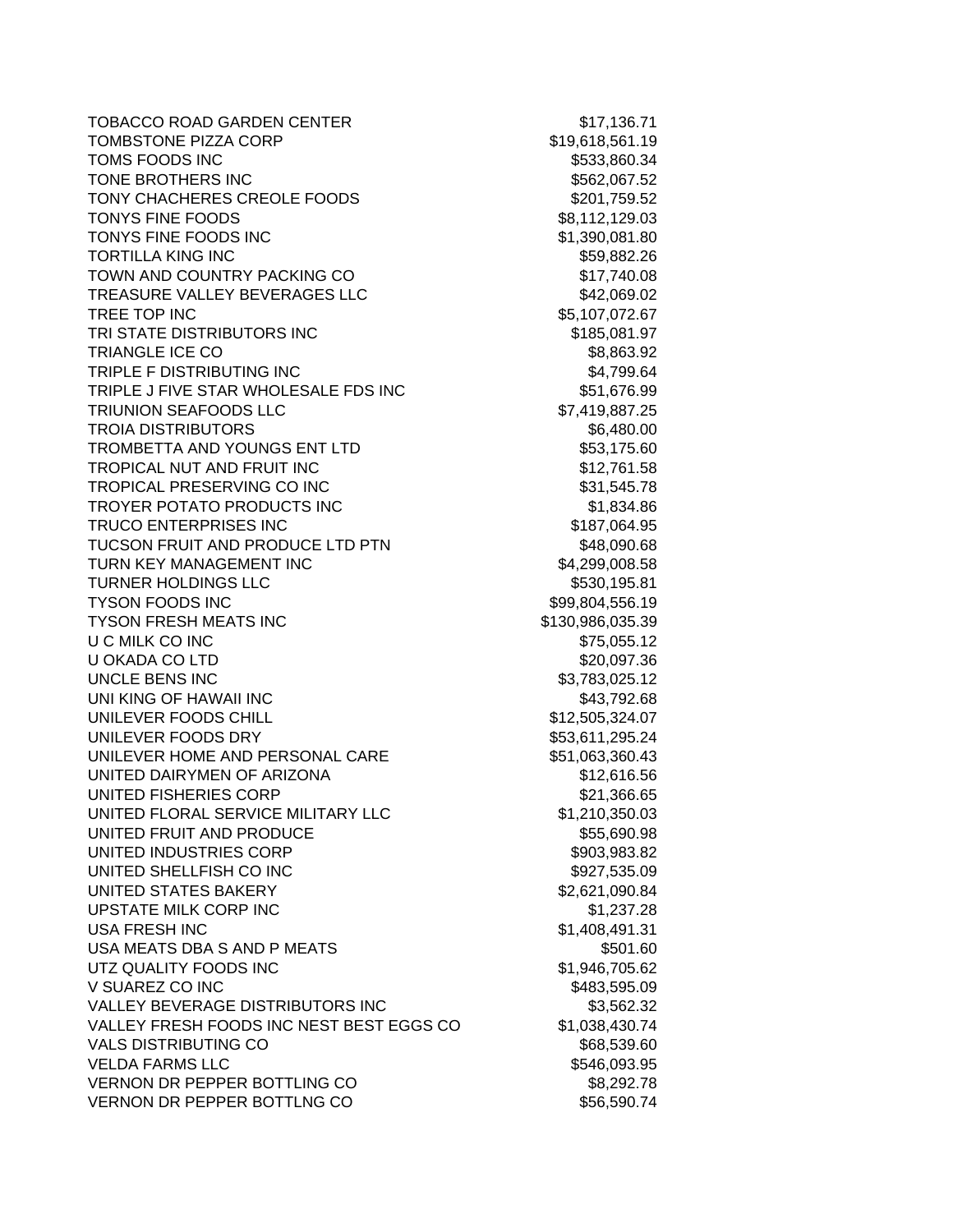| | |
|---|---|
| TOBACCO ROAD GARDEN CENTER | $17,136.71 |
| TOMBSTONE PIZZA CORP | $19,618,561.19 |
| TOMS FOODS INC | $533,860.34 |
| TONE BROTHERS INC | $562,067.52 |
| TONY CHACHERES CREOLE FOODS | $201,759.52 |
| TONYS FINE FOODS | $8,112,129.03 |
| TONYS FINE FOODS INC | $1,390,081.80 |
| TORTILLA KING INC | $59,882.26 |
| TOWN AND COUNTRY PACKING CO | $17,740.08 |
| TREASURE VALLEY BEVERAGES LLC | $42,069.02 |
| TREE TOP INC | $5,107,072.67 |
| TRI STATE DISTRIBUTORS INC | $185,081.97 |
| TRIANGLE ICE CO | $8,863.92 |
| TRIPLE F DISTRIBUTING INC | $4,799.64 |
| TRIPLE J FIVE STAR WHOLESALE FDS INC | $51,676.99 |
| TRIUNION SEAFOODS LLC | $7,419,887.25 |
| TROIA DISTRIBUTORS | $6,480.00 |
| TROMBETTA AND YOUNGS ENT LTD | $53,175.60 |
| TROPICAL NUT AND FRUIT INC | $12,761.58 |
| TROPICAL PRESERVING CO INC | $31,545.78 |
| TROYER POTATO PRODUCTS INC | $1,834.86 |
| TRUCO ENTERPRISES INC | $187,064.95 |
| TUCSON FRUIT AND PRODUCE LTD PTN | $48,090.68 |
| TURN KEY MANAGEMENT INC | $4,299,008.58 |
| TURNER HOLDINGS LLC | $530,195.81 |
| TYSON FOODS INC | $99,804,556.19 |
| TYSON FRESH MEATS INC | $130,986,035.39 |
| U C MILK CO INC | $75,055.12 |
| U OKADA CO LTD | $20,097.36 |
| UNCLE BENS INC | $3,783,025.12 |
| UNI KING OF HAWAII INC | $43,792.68 |
| UNILEVER FOODS CHILL | $12,505,324.07 |
| UNILEVER FOODS DRY | $53,611,295.24 |
| UNILEVER HOME AND PERSONAL CARE | $51,063,360.43 |
| UNITED DAIRYMEN OF ARIZONA | $12,616.56 |
| UNITED FISHERIES CORP | $21,366.65 |
| UNITED FLORAL SERVICE MILITARY LLC | $1,210,350.03 |
| UNITED FRUIT AND PRODUCE | $55,690.98 |
| UNITED INDUSTRIES CORP | $903,983.82 |
| UNITED SHELLFISH CO INC | $927,535.09 |
| UNITED STATES BAKERY | $2,621,090.84 |
| UPSTATE MILK CORP INC | $1,237.28 |
| USA FRESH INC | $1,408,491.31 |
| USA MEATS DBA S AND P MEATS | $501.60 |
| UTZ QUALITY FOODS INC | $1,946,705.62 |
| V SUAREZ CO INC | $483,595.09 |
| VALLEY BEVERAGE DISTRIBUTORS INC | $3,562.32 |
| VALLEY FRESH FOODS INC NEST BEST EGGS CO | $1,038,430.74 |
| VALS DISTRIBUTING CO | $68,539.60 |
| VELDA FARMS LLC | $546,093.95 |
| VERNON DR PEPPER BOTTLING CO | $8,292.78 |
| VERNON DR PEPPER BOTTLNG CO | $56,590.74 |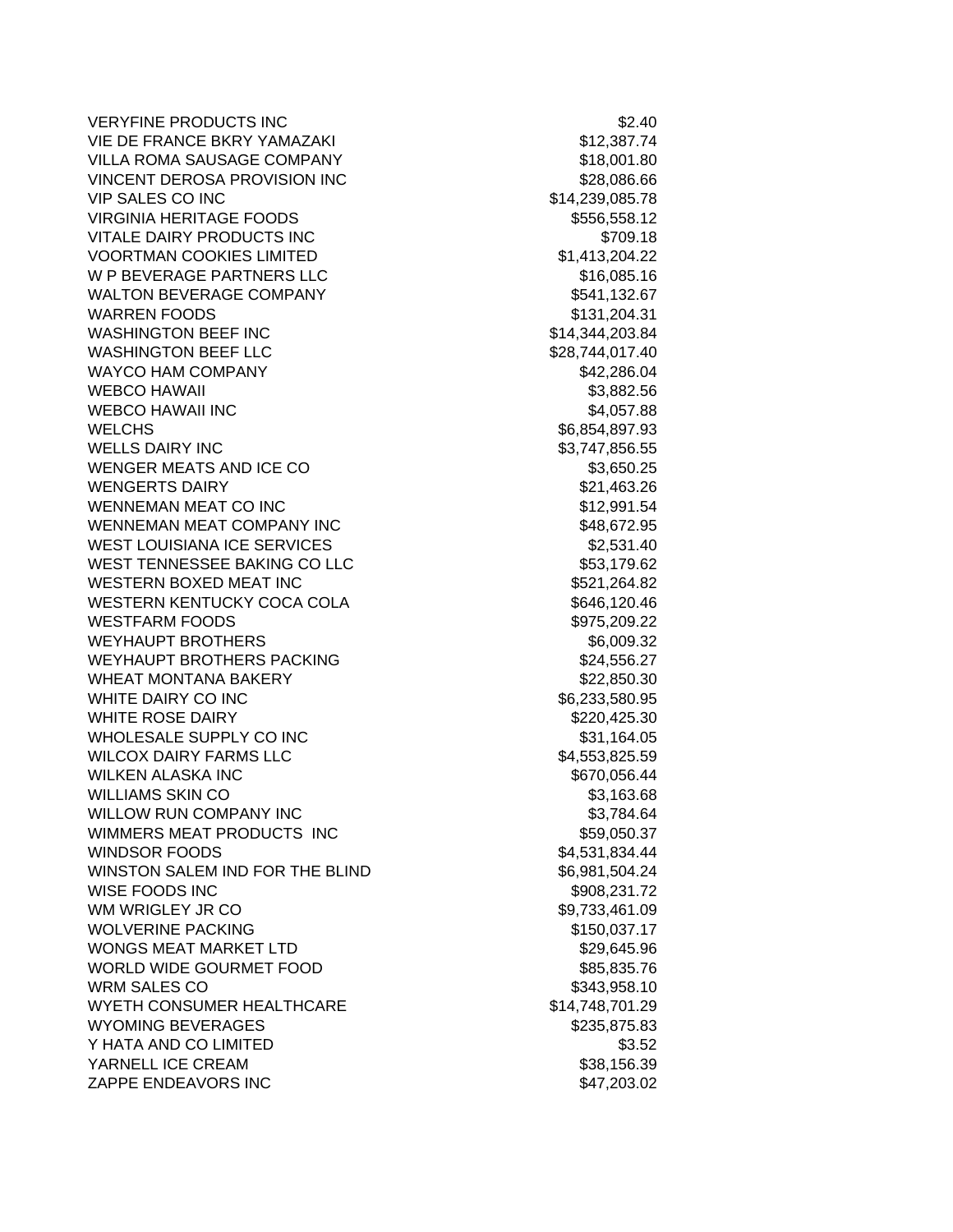| | |
|---|---|
| VERYFINE PRODUCTS INC | $2.40 |
| VIE DE FRANCE BKRY YAMAZAKI | $12,387.74 |
| VILLA ROMA SAUSAGE COMPANY | $18,001.80 |
| VINCENT DEROSA PROVISION INC | $28,086.66 |
| VIP SALES CO INC | $14,239,085.78 |
| VIRGINIA HERITAGE FOODS | $556,558.12 |
| VITALE DAIRY PRODUCTS INC | $709.18 |
| VOORTMAN COOKIES LIMITED | $1,413,204.22 |
| W P BEVERAGE PARTNERS LLC | $16,085.16 |
| WALTON BEVERAGE COMPANY | $541,132.67 |
| WARREN FOODS | $131,204.31 |
| WASHINGTON BEEF INC | $14,344,203.84 |
| WASHINGTON BEEF LLC | $28,744,017.40 |
| WAYCO HAM COMPANY | $42,286.04 |
| WEBCO HAWAII | $3,882.56 |
| WEBCO HAWAII INC | $4,057.88 |
| WELCHS | $6,854,897.93 |
| WELLS DAIRY INC | $3,747,856.55 |
| WENGER MEATS AND ICE CO | $3,650.25 |
| WENGERTS DAIRY | $21,463.26 |
| WENNEMAN MEAT CO INC | $12,991.54 |
| WENNEMAN MEAT COMPANY INC | $48,672.95 |
| WEST LOUISIANA ICE SERVICES | $2,531.40 |
| WEST TENNESSEE BAKING CO LLC | $53,179.62 |
| WESTERN BOXED MEAT INC | $521,264.82 |
| WESTERN KENTUCKY COCA COLA | $646,120.46 |
| WESTFARM FOODS | $975,209.22 |
| WEYHAUPT BROTHERS | $6,009.32 |
| WEYHAUPT BROTHERS PACKING | $24,556.27 |
| WHEAT MONTANA BAKERY | $22,850.30 |
| WHITE DAIRY CO INC | $6,233,580.95 |
| WHITE ROSE DAIRY | $220,425.30 |
| WHOLESALE SUPPLY CO INC | $31,164.05 |
| WILCOX DAIRY FARMS LLC | $4,553,825.59 |
| WILKEN ALASKA INC | $670,056.44 |
| WILLIAMS SKIN CO | $3,163.68 |
| WILLOW RUN COMPANY INC | $3,784.64 |
| WIMMERS MEAT PRODUCTS INC | $59,050.37 |
| WINDSOR FOODS | $4,531,834.44 |
| WINSTON SALEM IND FOR THE BLIND | $6,981,504.24 |
| WISE FOODS INC | $908,231.72 |
| WM WRIGLEY JR CO | $9,733,461.09 |
| WOLVERINE PACKING | $150,037.17 |
| WONGS MEAT MARKET LTD | $29,645.96 |
| WORLD WIDE GOURMET FOOD | $85,835.76 |
| WRM SALES CO | $343,958.10 |
| WYETH CONSUMER HEALTHCARE | $14,748,701.29 |
| WYOMING BEVERAGES | $235,875.83 |
| Y HATA AND CO LIMITED | $3.52 |
| YARNELL ICE CREAM | $38,156.39 |
| ZAPPE ENDEAVORS INC | $47,203.02 |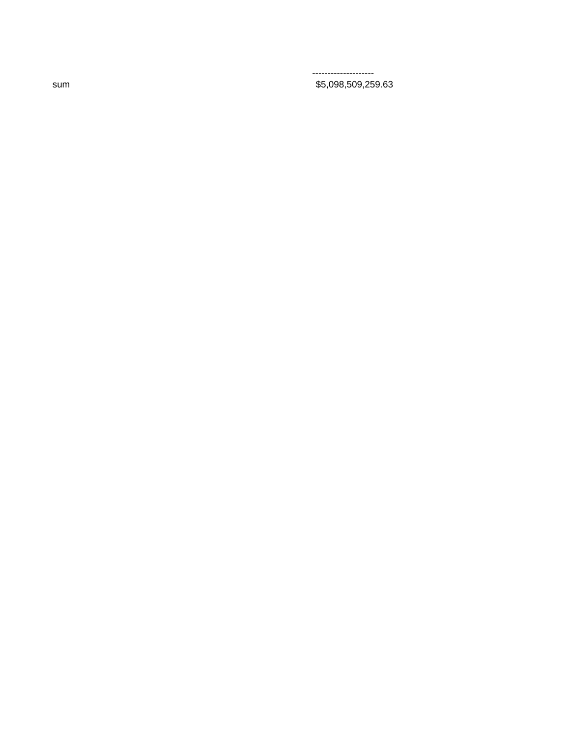| | |
| --- | --- |
| | -------------------- |
| sum | $5,098,509,259.63 |